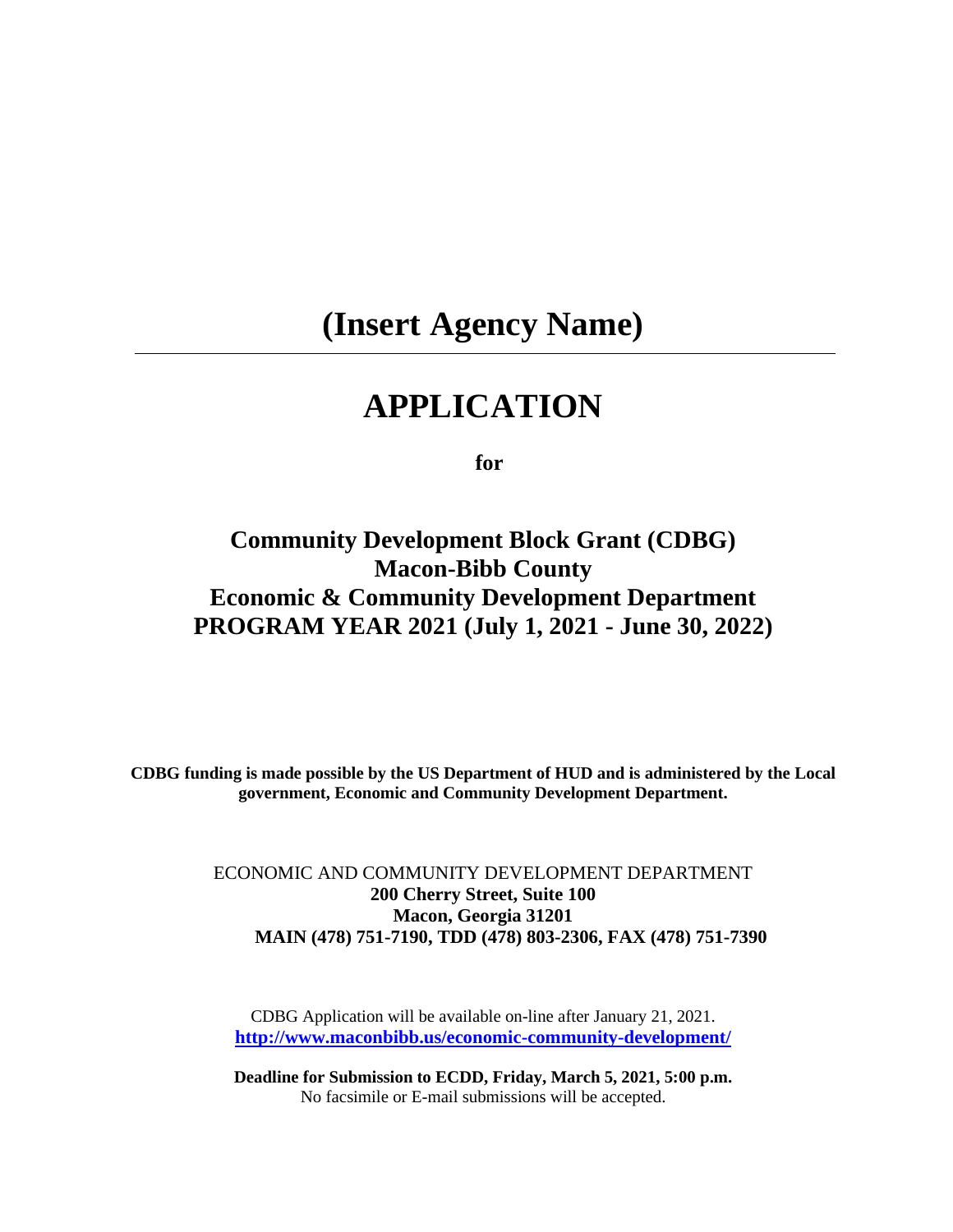# (Insert Agency Name)

---

# APPLICATION

**for**

## Community Development Block Grant (CDBG)
## Macon-Bibb County
## Economic & Community Development Department
## PROGRAM YEAR 2021 (July 1, 2021 - June 30, 2022)

**CDBG funding is made possible by the US Department of HUD and is administered by the Local government, Economic and Community Development Department.**

ECONOMIC AND COMMUNITY DEVELOPMENT DEPARTMENT
**200 Cherry Street, Suite 100**
**Macon, Georgia 31201**
**MAIN (478) 751-7190, TDD (478) 803-2306, FAX (478) 751-7390**

CDBG Application will be available on-line after January 21, 2021.
**http://www.maconbibb.us/economic-community-development/**

**Deadline for Submission to ECDD, Friday, March 5, 2021, 5:00 p.m.**
No facsimile or E-mail submissions will be accepted.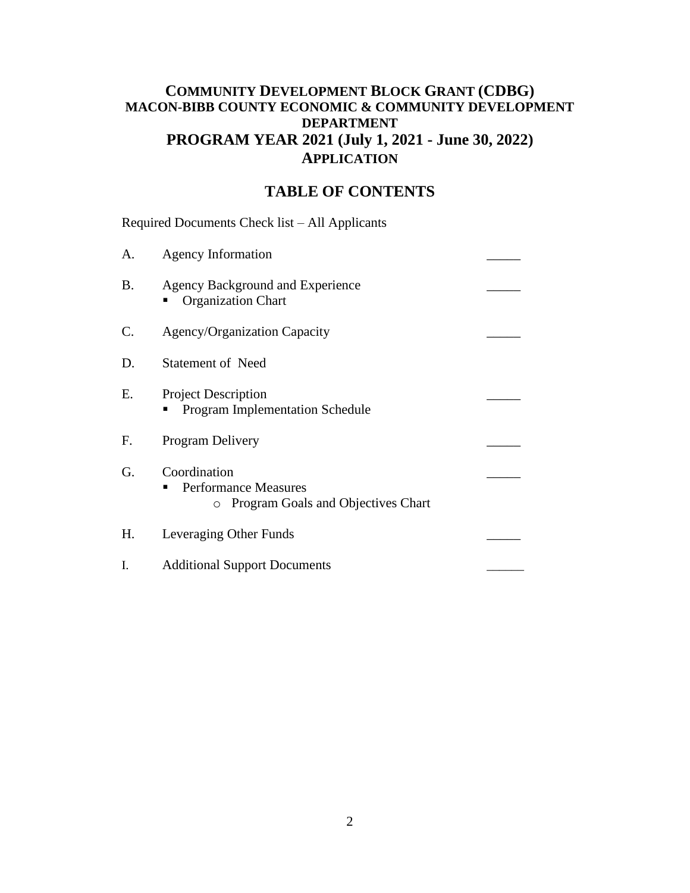# COMMUNITY DEVELOPMENT BLOCK GRANT (CDBG)
## MACON-BIBB COUNTY ECONOMIC & COMMUNITY DEVELOPMENT DEPARTMENT
## PROGRAM YEAR 2021 (July 1, 2021 - June 30, 2022)
## APPLICATION

## TABLE OF CONTENTS

Required Documents Check list – All Applicants

A. Agency Information _____

B. Agency Background and Experience _____
- Organization Chart

C. Agency/Organization Capacity _____

D. Statement of Need

E. Project Description _____
- Program Implementation Schedule

F. Program Delivery _____

G. Coordination _____
- Performance Measures
  - Program Goals and Objectives Chart

H. Leveraging Other Funds _____

I. Additional Support Documents _____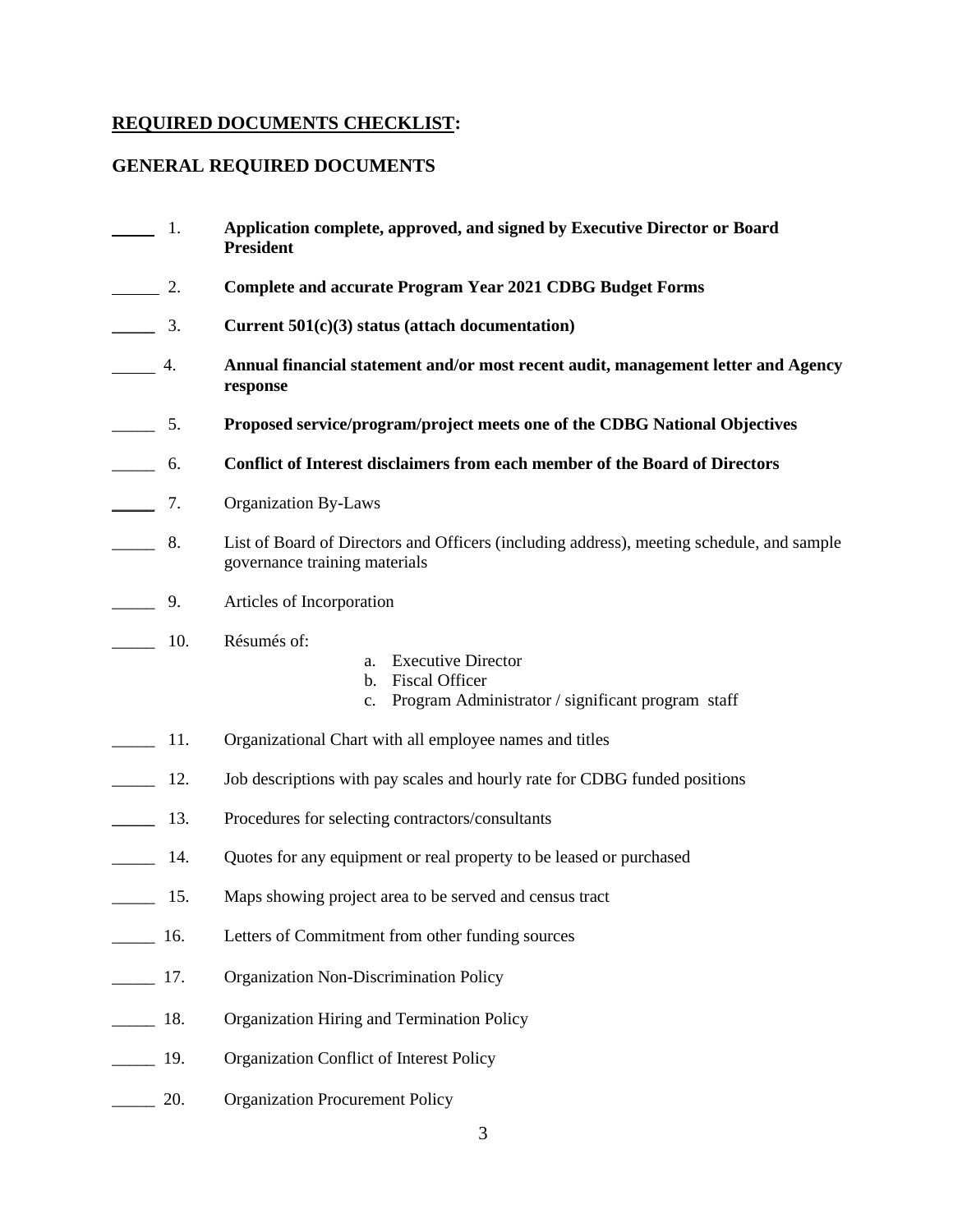**<u>REQUIRED DOCUMENTS CHECKLIST</u>:**

**GENERAL REQUIRED DOCUMENTS**

_____ 1. **Application complete, approved, and signed by Executive Director or Board President**

_____ 2. **Complete and accurate Program Year 2021 CDBG Budget Forms**

_____ 3. **Current 501(c)(3) status (attach documentation)**

_____ 4. **Annual financial statement and/or most recent audit, management letter and Agency response**

_____ 5. **Proposed service/program/project meets one of the CDBG National Objectives**

_____ 6. **Conflict of Interest disclaimers from each member of the Board of Directors**

_____ 7. Organization By-Laws

_____ 8. List of Board of Directors and Officers (including address), meeting schedule, and sample governance training materials

_____ 9. Articles of Incorporation

_____ 10. Résumés of:

   a. Executive Director
   b. Fiscal Officer
   c. Program Administrator / significant program staff

_____ 11. Organizational Chart with all employee names and titles

_____ 12. Job descriptions with pay scales and hourly rate for CDBG funded positions

_____ 13. Procedures for selecting contractors/consultants

_____ 14. Quotes for any equipment or real property to be leased or purchased

_____ 15. Maps showing project area to be served and census tract

_____ 16. Letters of Commitment from other funding sources

_____ 17. Organization Non-Discrimination Policy

_____ 18. Organization Hiring and Termination Policy

_____ 19. Organization Conflict of Interest Policy

_____ 20. Organization Procurement Policy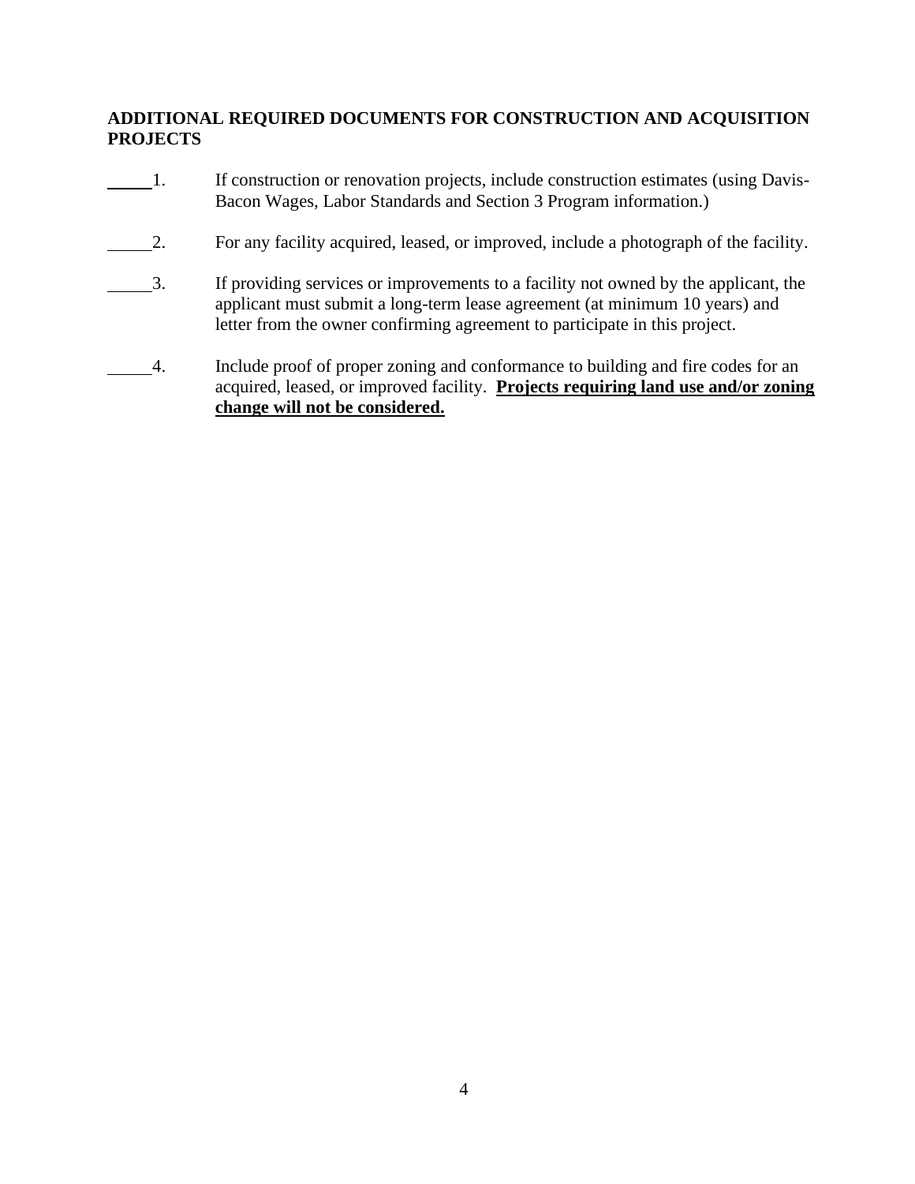## ADDITIONAL REQUIRED DOCUMENTS FOR CONSTRUCTION AND ACQUISITION PROJECTS

_____ 1. If construction or renovation projects, include construction estimates (using Davis-Bacon Wages, Labor Standards and Section 3 Program information.)

_____ 2. For any facility acquired, leased, or improved, include a photograph of the facility.

_____ 3. If providing services or improvements to a facility not owned by the applicant, the applicant must submit a long-term lease agreement (at minimum 10 years) and letter from the owner confirming agreement to participate in this project.

_____ 4. Include proof of proper zoning and conformance to building and fire codes for an acquired, leased, or improved facility. **Projects requiring land use and/or zoning change will not be considered.**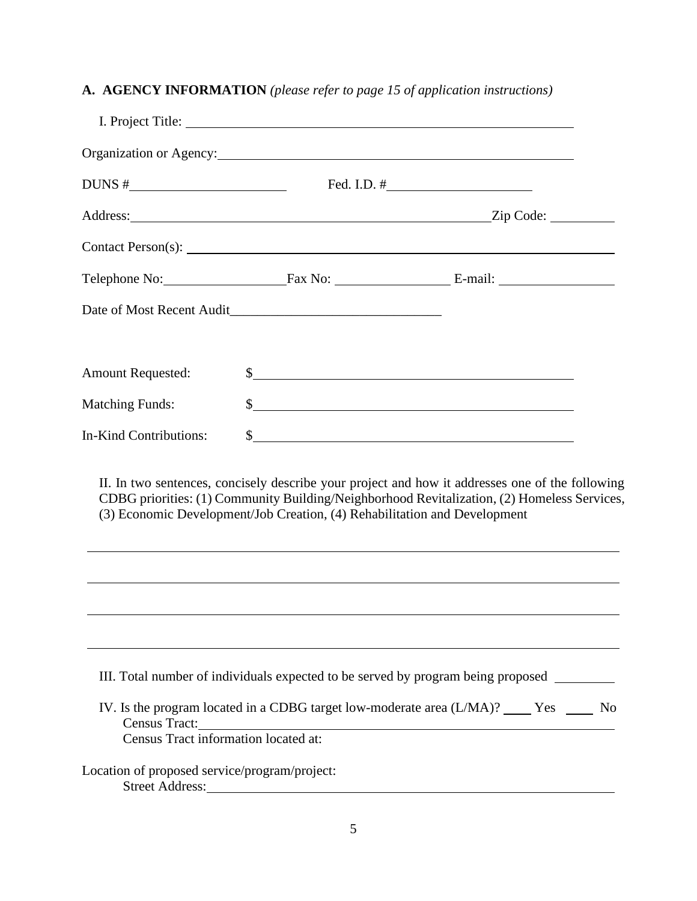**A. AGENCY INFORMATION** *(please refer to page 15 of application instructions)*

I. Project Title: ______________________________________________

Organization or Agency: ______________________________________________

DUNS # ____________________ Fed. I.D. # ____________________

Address: ______________________________________________ Zip Code: __________

Contact Person(s): ______________________________________________

Telephone No: ________________ Fax No: ________________ E-mail: ________________

Date of Most Recent Audit ______________________________

Amount Requested: $ ______________________________

Matching Funds: $ ______________________________

In-Kind Contributions: $ ______________________________

II. In two sentences, concisely describe your project and how it addresses one of the following CDBG priorities: (1) Community Building/Neighborhood Revitalization, (2) Homeless Services, (3) Economic Development/Job Creation, (4) Rehabilitation and Development

______________________________________________________________________

______________________________________________________________________

______________________________________________________________________

______________________________________________________________________

III. Total number of individuals expected to be served by program being proposed __________

IV. Is the program located in a CDBG target low-moderate area (L/MA)? ____ Yes ____ No

Census Tract: ______________________________________________

Census Tract information located at:

Location of proposed service/program/project:

Street Address: ______________________________________________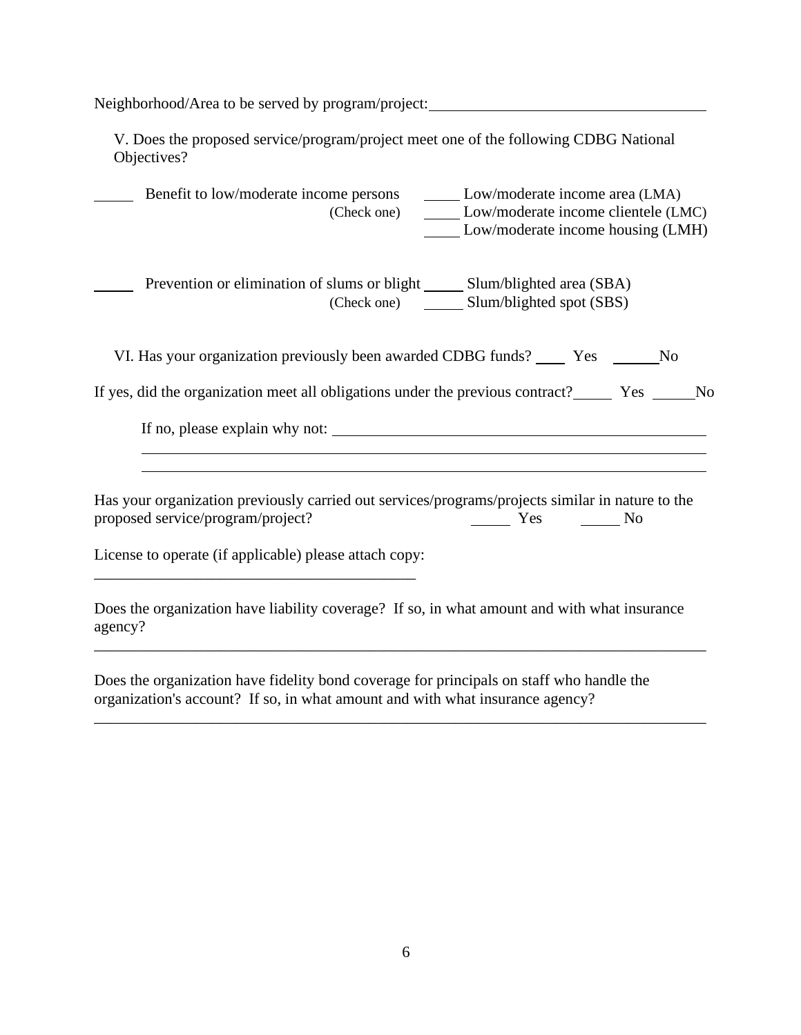Neighborhood/Area to be served by program/project: ____________________

V. Does the proposed service/program/project meet one of the following CDBG National Objectives?

_____ Benefit to low/moderate income persons (Check one)
- _____ Low/moderate income area (LMA)
- _____ Low/moderate income clientele (LMC)
- _____ Low/moderate income housing (LMH)

_____ Prevention or elimination of slums or blight (Check one)
- _____ Slum/blighted area (SBA)
- _____ Slum/blighted spot (SBS)

VI. Has your organization previously been awarded CDBG funds? ____ Yes ______ No

If yes, did the organization meet all obligations under the previous contract? _____ Yes _____ No

If no, please explain why not: ____________________

____________________

____________________

Has your organization previously carried out services/programs/projects similar in nature to the proposed service/program/project? _____ Yes _____ No

License to operate (if applicable) please attach copy:

____________________

Does the organization have liability coverage? If so, in what amount and with what insurance agency?

____________________

Does the organization have fidelity bond coverage for principals on staff who handle the organization's account? If so, in what amount and with what insurance agency?

____________________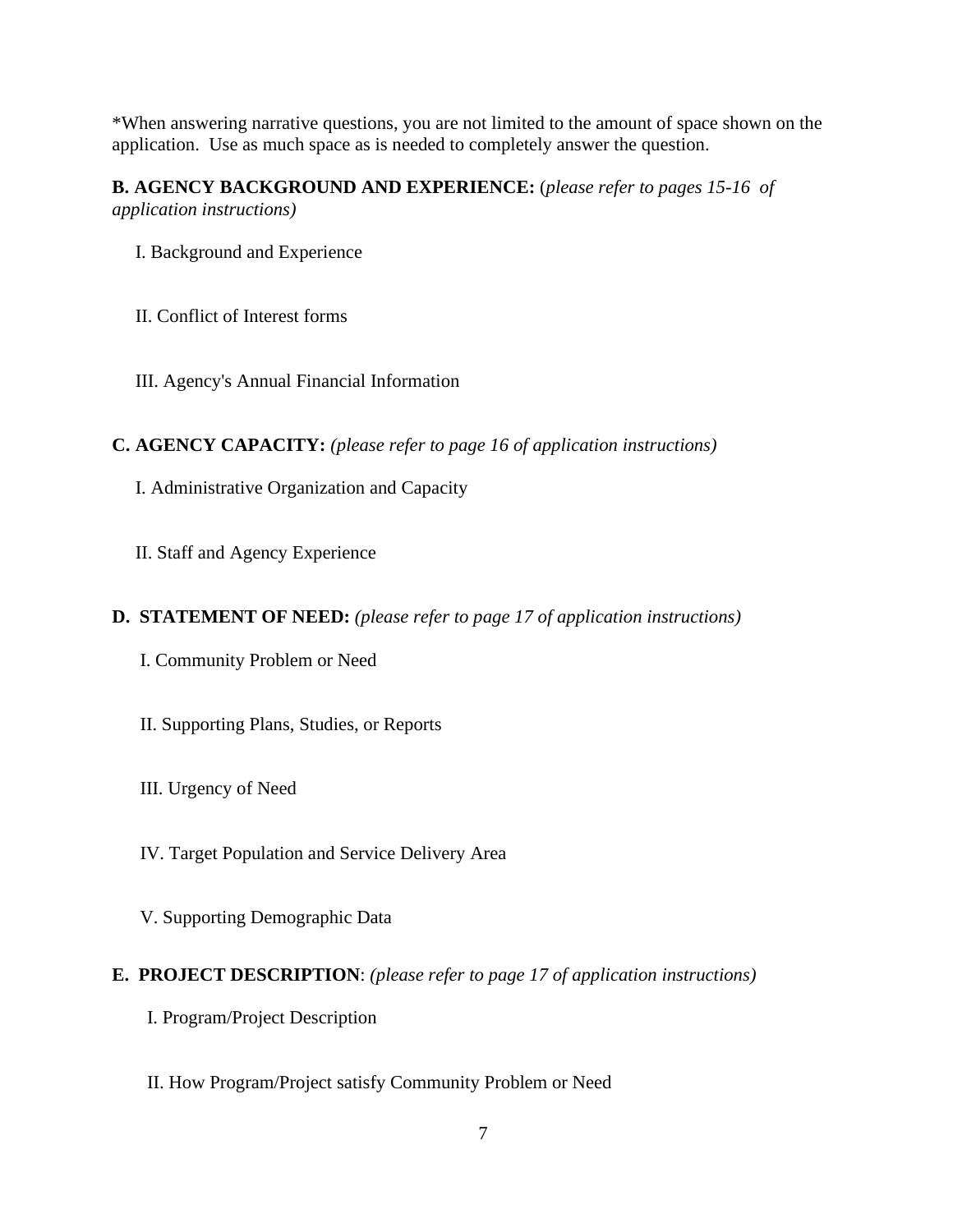*When answering narrative questions, you are not limited to the amount of space shown on the application. Use as much space as is needed to completely answer the question.

**B. AGENCY BACKGROUND AND EXPERIENCE:** (*please refer to pages 15-16 of application instructions)*

I. Background and Experience

II. Conflict of Interest forms

III. Agency's Annual Financial Information

**C. AGENCY CAPACITY:** *(please refer to page 16 of application instructions)*

I. Administrative Organization and Capacity

II. Staff and Agency Experience

**D. STATEMENT OF NEED:** *(please refer to page 17 of application instructions)*

I. Community Problem or Need

II. Supporting Plans, Studies, or Reports

III. Urgency of Need

IV. Target Population and Service Delivery Area

V. Supporting Demographic Data

**E. PROJECT DESCRIPTION**: *(please refer to page 17 of application instructions)*

I. Program/Project Description

II. How Program/Project satisfy Community Problem or Need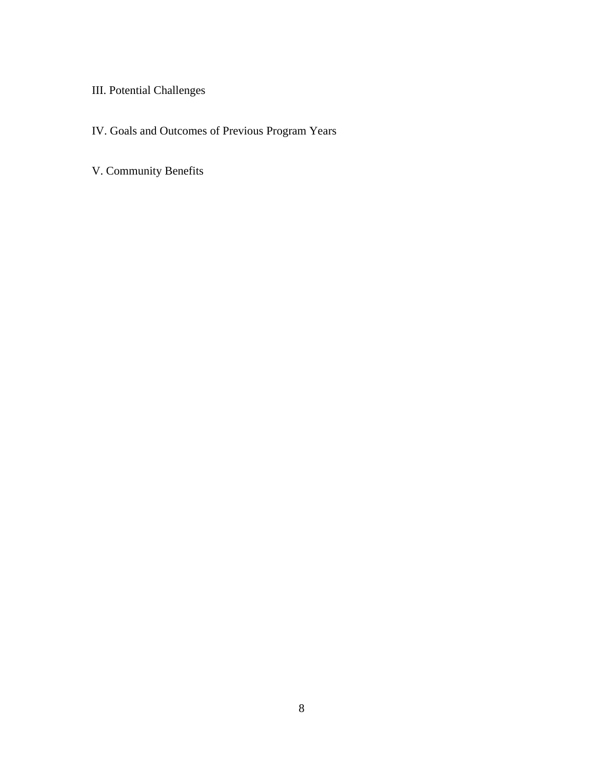## III. Potential Challenges

## IV. Goals and Outcomes of Previous Program Years

## V. Community Benefits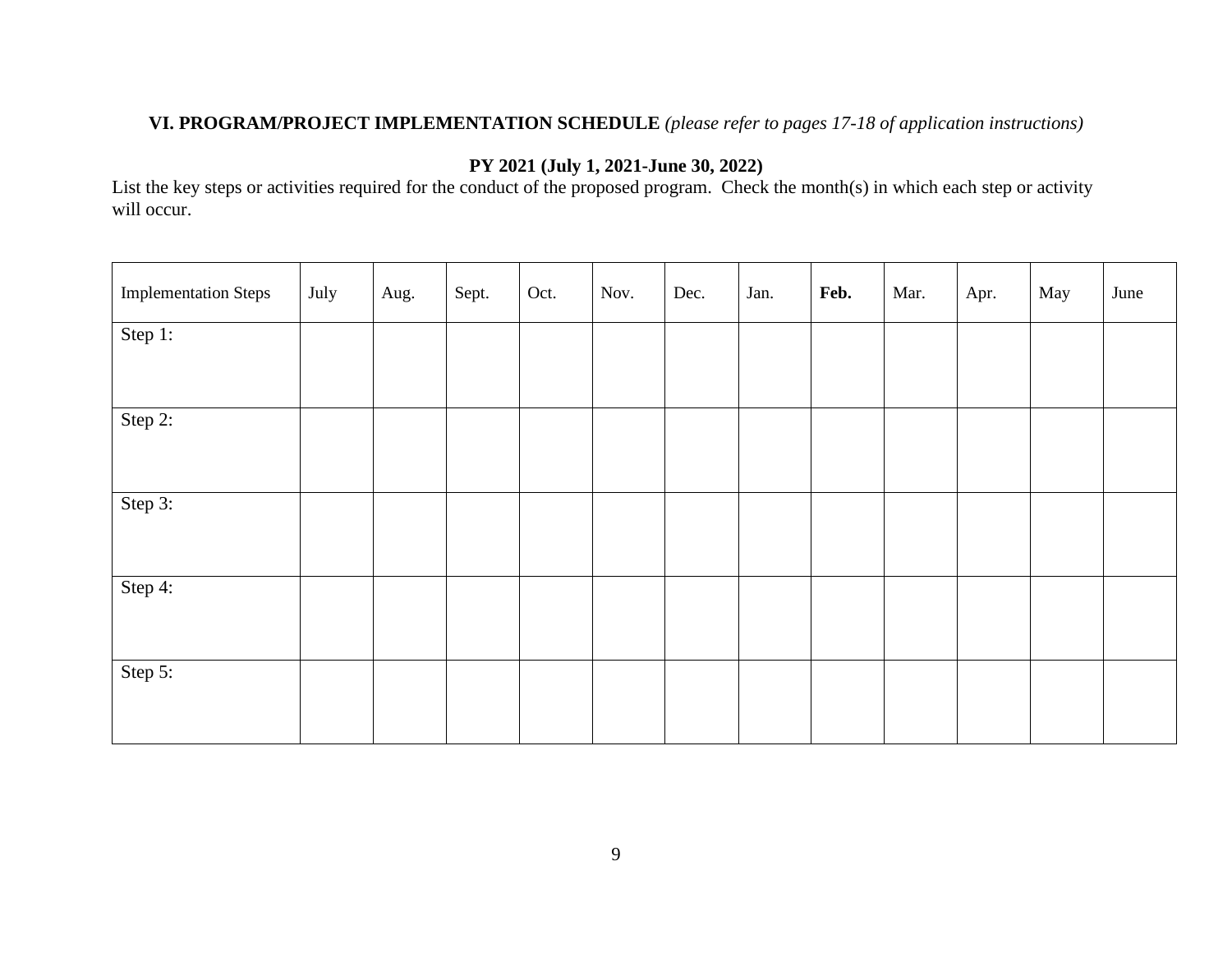**VI. PROGRAM/PROJECT IMPLEMENTATION SCHEDULE** *(please refer to pages 17-18 of application instructions)*

**PY 2021 (July 1, 2021-June 30, 2022)**

List the key steps or activities required for the conduct of the proposed program. Check the month(s) in which each step or activity will occur.

| Implementation Steps | July | Aug. | Sept. | Oct. | Nov. | Dec. | Jan. | **Feb.** | Mar. | Apr. | May | June |
|---|---|---|---|---|---|---|---|---|---|---|---|---|
| Step 1: | | | | | | | | | | | | |
| Step 2: | | | | | | | | | | | | |
| Step 3: | | | | | | | | | | | | |
| Step 4: | | | | | | | | | | | | |
| Step 5: | | | | | | | | | | | | |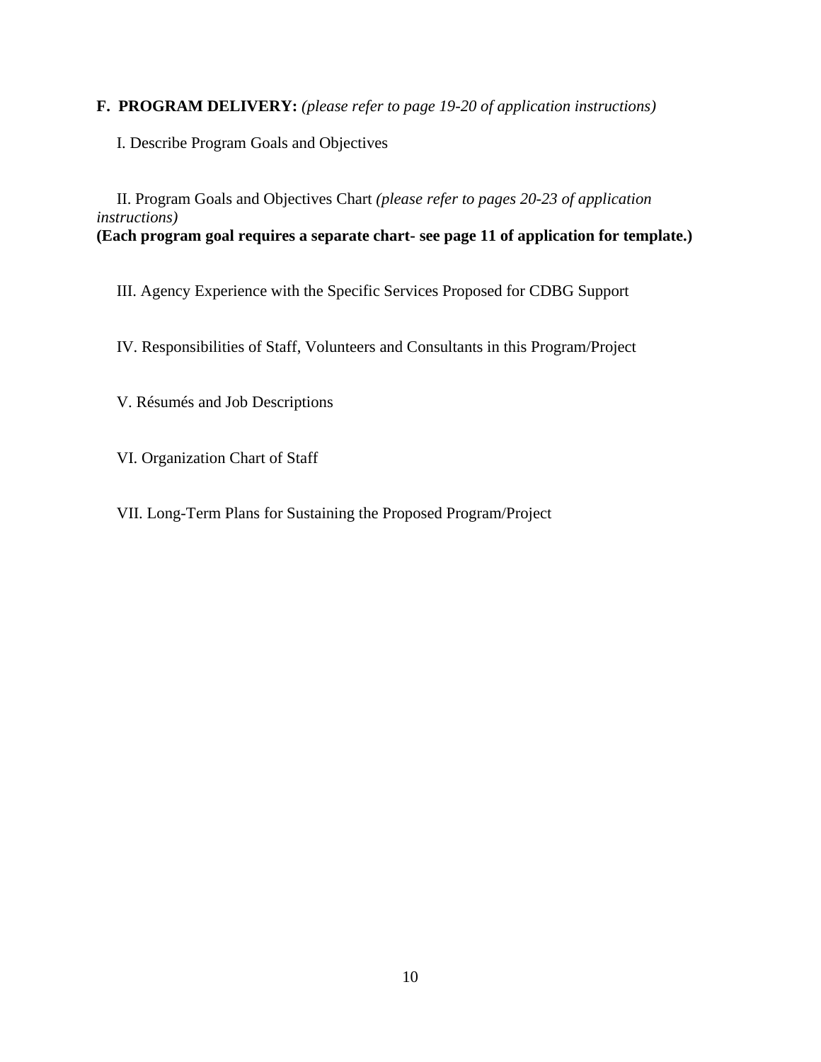**F. PROGRAM DELIVERY:** *(please refer to page 19-20 of application instructions)*

I. Describe Program Goals and Objectives

II. Program Goals and Objectives Chart *(please refer to pages 20-23 of application instructions)*
**(Each program goal requires a separate chart- see page 11 of application for template.)**

III. Agency Experience with the Specific Services Proposed for CDBG Support

IV. Responsibilities of Staff, Volunteers and Consultants in this Program/Project

V. Résumés and Job Descriptions

VI. Organization Chart of Staff

VII. Long-Term Plans for Sustaining the Proposed Program/Project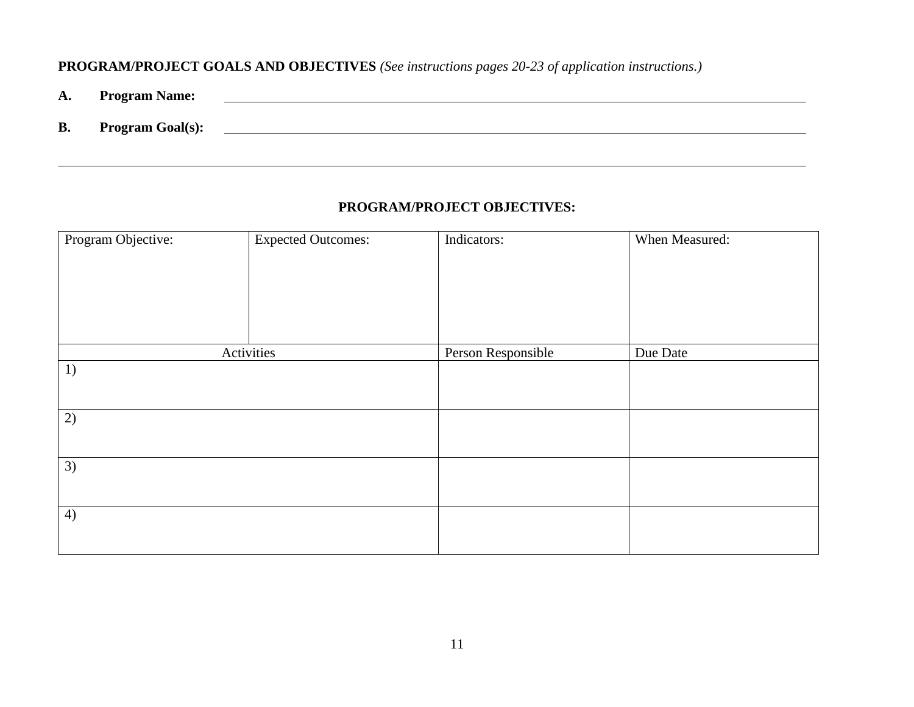**PROGRAM/PROJECT GOALS AND OBJECTIVES** *(See instructions pages 20-23 of application instructions.)*

**A. Program Name:** ______________________________________________

**B. Program Goal(s):** ______________________________________________

______________________________________________

**PROGRAM/PROJECT OBJECTIVES:**

| Program Objective: | Expected Outcomes: | Indicators: | When Measured: |
|---|---|---|---|
| | | | |
| Activities | | Person Responsible | Due Date |
| 1) | | | |
| 2) | | | |
| 3) | | | |
| 4) | | | |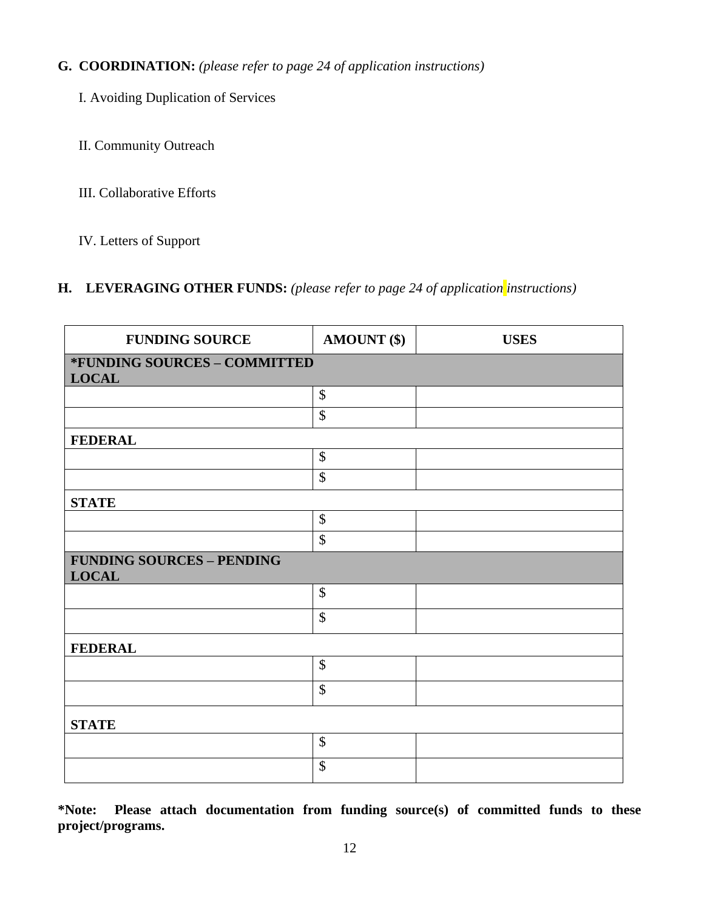**G. COORDINATION:** *(please refer to page 24 of application instructions)*

I. Avoiding Duplication of Services

II. Community Outreach

III. Collaborative Efforts

IV. Letters of Support

**H. LEVERAGING OTHER FUNDS:** *(please refer to page 24 of application instructions)*

| FUNDING SOURCE | AMOUNT ($) | USES |
|---|---|---|
| ***FUNDING SOURCES – COMMITTED** | | |
| **LOCAL** | | |
| | $ | |
| | $ | |
| **FEDERAL** | | |
| | $ | |
| | $ | |
| **STATE** | | |
| | $ | |
| | $ | |
| **FUNDING SOURCES – PENDING** | | |
| **LOCAL** | | |
| | $ | |
| | $ | |
| **FEDERAL** | | |
| | $ | |
| | $ | |
| **STATE** | | |
| | $ | |
| | $ | |

***Note: Please attach documentation from funding source(s) of committed funds to these project/programs.**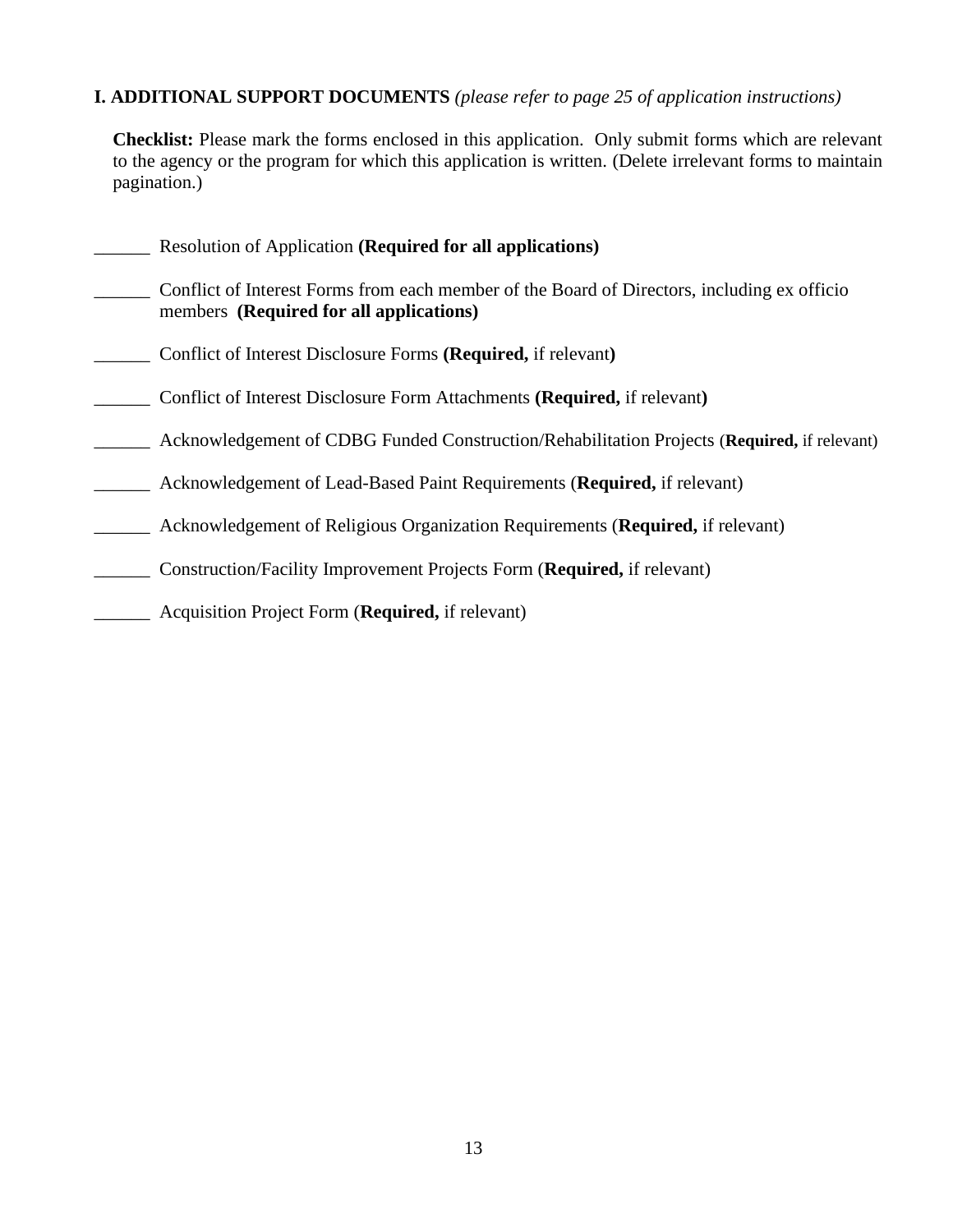**I. ADDITIONAL SUPPORT DOCUMENTS** *(please refer to page 25 of application instructions)*

**Checklist:** Please mark the forms enclosed in this application. Only submit forms which are relevant to the agency or the program for which this application is written. (Delete irrelevant forms to maintain pagination.)

______ Resolution of Application **(Required for all applications)**

______ Conflict of Interest Forms from each member of the Board of Directors, including ex officio members **(Required for all applications)**

______ Conflict of Interest Disclosure Forms **(Required,** if relevant**)**

______ Conflict of Interest Disclosure Form Attachments **(Required,** if relevant**)**

______ Acknowledgement of CDBG Funded Construction/Rehabilitation Projects (**Required,** if relevant)

______ Acknowledgement of Lead-Based Paint Requirements (**Required,** if relevant)

______ Acknowledgement of Religious Organization Requirements (**Required,** if relevant)

______ Construction/Facility Improvement Projects Form (**Required,** if relevant)

______ Acquisition Project Form (**Required,** if relevant)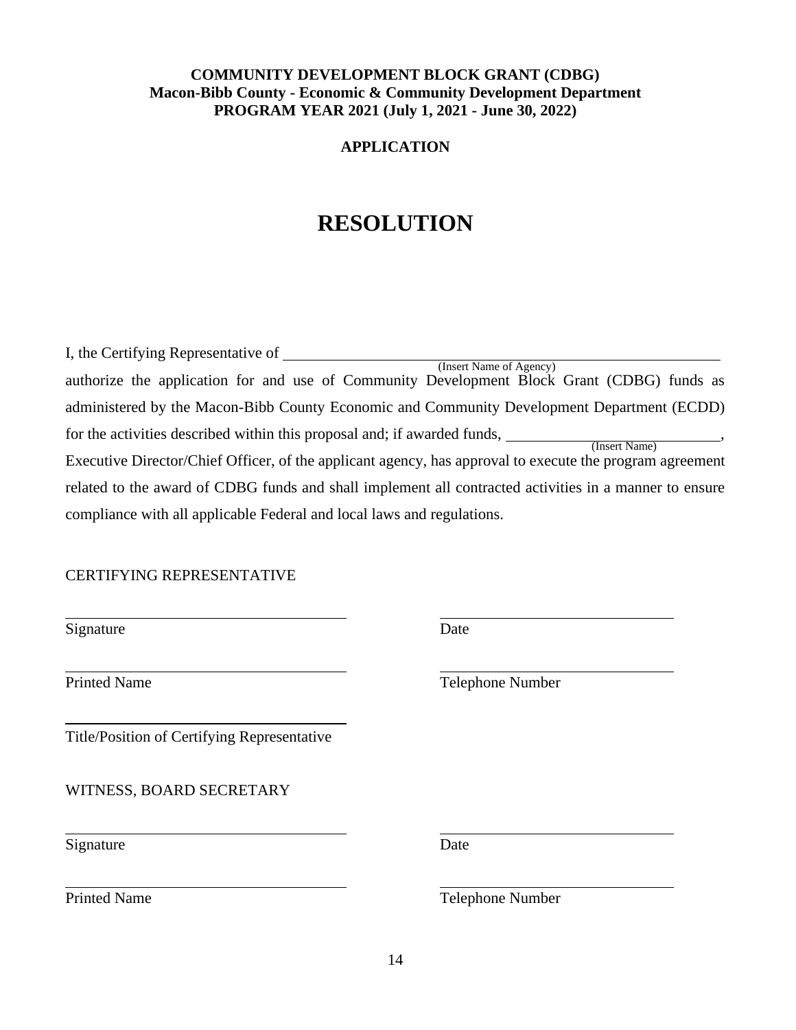**COMMUNITY DEVELOPMENT BLOCK GRANT (CDBG)**
**Macon-Bibb County - Economic & Community Development Department**
**PROGRAM YEAR 2021 (July 1, 2021 - June 30, 2022)**

**APPLICATION**

# RESOLUTION

I, the Certifying Representative of ______________________________ (Insert Name of Agency) authorize the application for and use of Community Development Block Grant (CDBG) funds as administered by the Macon-Bibb County Economic and Community Development Department (ECDD) for the activities described within this proposal and; if awarded funds, ____________________ (Insert Name), Executive Director/Chief Officer, of the applicant agency, has approval to execute the program agreement related to the award of CDBG funds and shall implement all contracted activities in a manner to ensure compliance with all applicable Federal and local laws and regulations.

CERTIFYING REPRESENTATIVE

______________________________ Signature

______________________________ Date

______________________________ Printed Name

______________________________ Telephone Number

______________________________ Title/Position of Certifying Representative

WITNESS, BOARD SECRETARY

______________________________ Signature

______________________________ Date

______________________________ Printed Name

______________________________ Telephone Number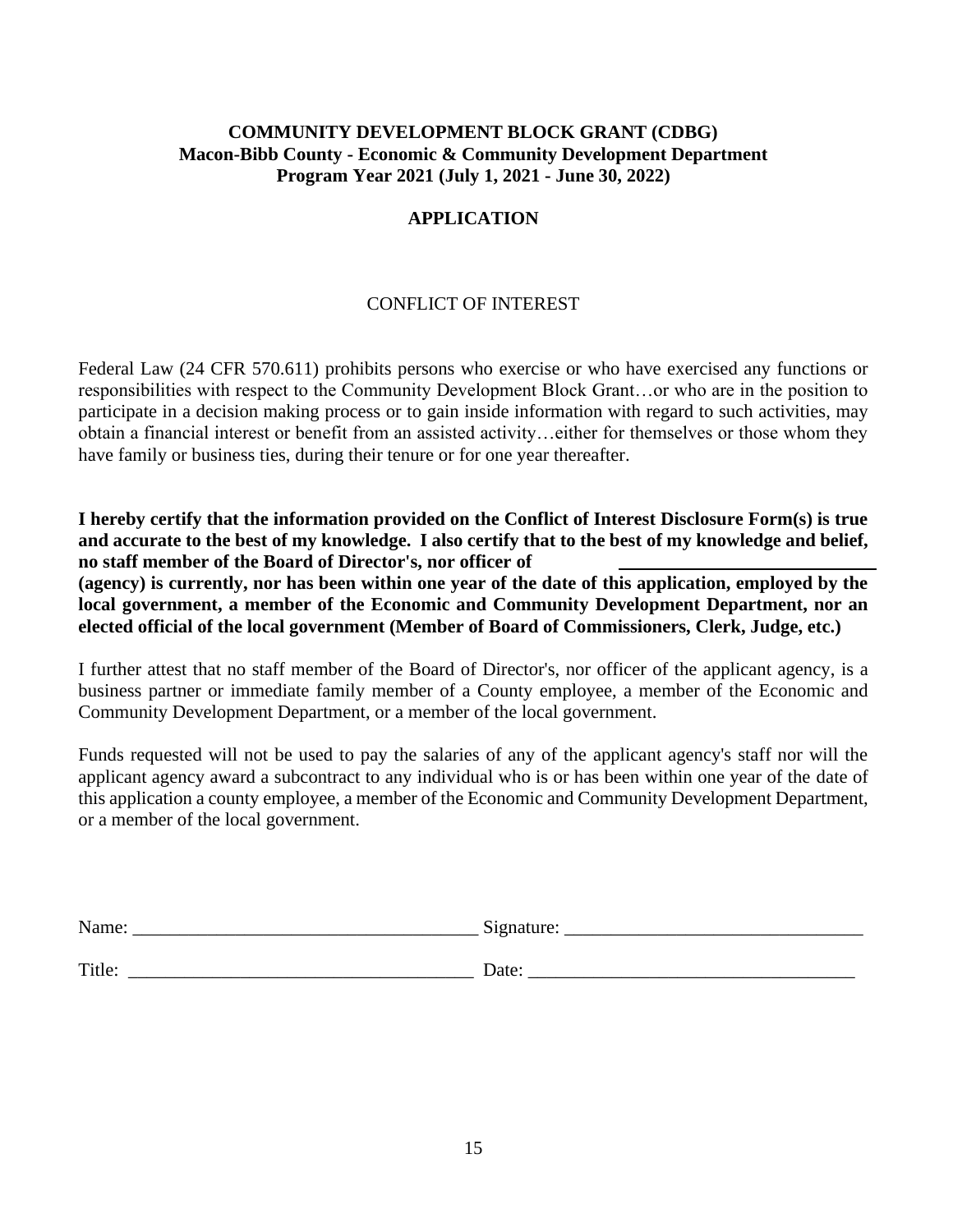**COMMUNITY DEVELOPMENT BLOCK GRANT (CDBG)**
**Macon-Bibb County - Economic & Community Development Department**
**Program Year 2021 (July 1, 2021 - June 30, 2022)**

**APPLICATION**

CONFLICT OF INTEREST

Federal Law (24 CFR 570.611) prohibits persons who exercise or who have exercised any functions or responsibilities with respect to the Community Development Block Grant…or who are in the position to participate in a decision making process or to gain inside information with regard to such activities, may obtain a financial interest or benefit from an assisted activity…either for themselves or those whom they have family or business ties, during their tenure or for one year thereafter.

**I hereby certify that the information provided on the Conflict of Interest Disclosure Form(s) is true and accurate to the best of my knowledge. I also certify that to the best of my knowledge and belief, no staff member of the Board of Director's, nor officer of \_\_\_\_\_\_\_\_\_\_\_\_\_\_\_\_\_\_\_\_\_\_\_\_\_\_\_\_ (agency) is currently, nor has been within one year of the date of this application, employed by the local government, a member of the Economic and Community Development Department, nor an elected official of the local government (Member of Board of Commissioners, Clerk, Judge, etc.)**

I further attest that no staff member of the Board of Director's, nor officer of the applicant agency, is a business partner or immediate family member of a County employee, a member of the Economic and Community Development Department, or a member of the local government.

Funds requested will not be used to pay the salaries of any of the applicant agency's staff nor will the applicant agency award a subcontract to any individual who is or has been within one year of the date of this application a county employee, a member of the Economic and Community Development Department, or a member of the local government.

Name: \_\_\_\_\_\_\_\_\_\_\_\_\_\_\_\_\_\_\_\_\_\_\_\_\_\_\_\_\_\_\_\_\_\_\_\_ Signature: \_\_\_\_\_\_\_\_\_\_\_\_\_\_\_\_\_\_\_\_\_\_\_\_\_\_\_\_\_\_\_\_

Title: \_\_\_\_\_\_\_\_\_\_\_\_\_\_\_\_\_\_\_\_\_\_\_\_\_\_\_\_\_\_\_\_\_\_\_\_ Date: \_\_\_\_\_\_\_\_\_\_\_\_\_\_\_\_\_\_\_\_\_\_\_\_\_\_\_\_\_\_\_\_\_\_\_\_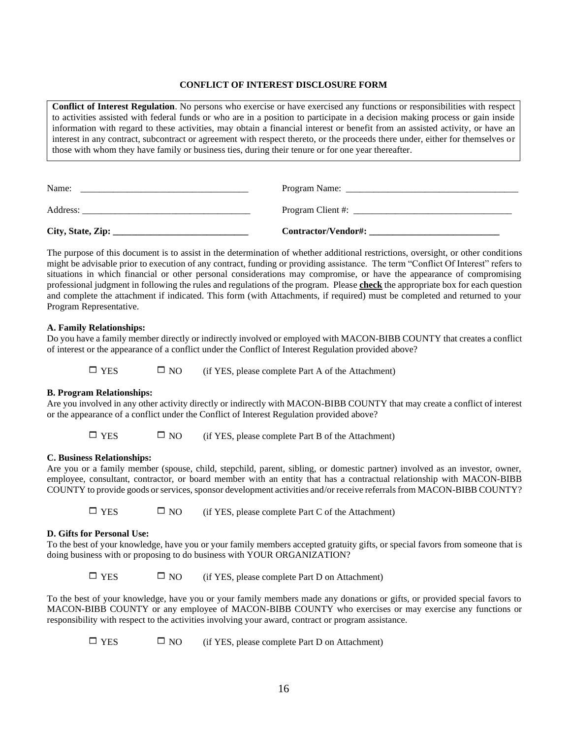**CONFLICT OF INTEREST DISCLOSURE FORM**

**Conflict of Interest Regulation**. No persons who exercise or have exercised any functions or responsibilities with respect to activities assisted with federal funds or who are in a position to participate in a decision making process or gain inside information with regard to these activities, may obtain a financial interest or benefit from an assisted activity, or have an interest in any contract, subcontract or agreement with respect thereto, or the proceeds there under, either for themselves or those with whom they have family or business ties, during their tenure or for one year thereafter.

Name: ____________________________________ Program Name: _____________________________________

Address: ____________________________________ Program Client #: __________________________________

**City, State, Zip: _____________________________** **Contractor/Vendor#: ____________________________**

The purpose of this document is to assist in the determination of whether additional restrictions, oversight, or other conditions might be advisable prior to execution of any contract, funding or providing assistance. The term "Conflict Of Interest" refers to situations in which financial or other personal considerations may compromise, or have the appearance of compromising professional judgment in following the rules and regulations of the program. Please **check** the appropriate box for each question and complete the attachment if indicated. This form (with Attachments, if required) must be completed and returned to your Program Representative.

**A. Family Relationships:**

Do you have a family member directly or indirectly involved or employed with MACON-BIBB COUNTY that creates a conflict of interest or the appearance of a conflict under the Conflict of Interest Regulation provided above?

☐ YES ☐ NO (if YES, please complete Part A of the Attachment)

**B. Program Relationships:**

Are you involved in any other activity directly or indirectly with MACON-BIBB COUNTY that may create a conflict of interest or the appearance of a conflict under the Conflict of Interest Regulation provided above?

☐ YES ☐ NO (if YES, please complete Part B of the Attachment)

**C. Business Relationships:**

Are you or a family member (spouse, child, stepchild, parent, sibling, or domestic partner) involved as an investor, owner, employee, consultant, contractor, or board member with an entity that has a contractual relationship with MACON-BIBB COUNTY to provide goods or services, sponsor development activities and/or receive referrals from MACON-BIBB COUNTY?

☐ YES ☐ NO (if YES, please complete Part C of the Attachment)

**D. Gifts for Personal Use:**

To the best of your knowledge, have you or your family members accepted gratuity gifts, or special favors from someone that is doing business with or proposing to do business with YOUR ORGANIZATION?

☐ YES ☐ NO (if YES, please complete Part D on Attachment)

To the best of your knowledge, have you or your family members made any donations or gifts, or provided special favors to MACON-BIBB COUNTY or any employee of MACON-BIBB COUNTY who exercises or may exercise any functions or responsibility with respect to the activities involving your award, contract or program assistance.

☐ YES ☐ NO (if YES, please complete Part D on Attachment)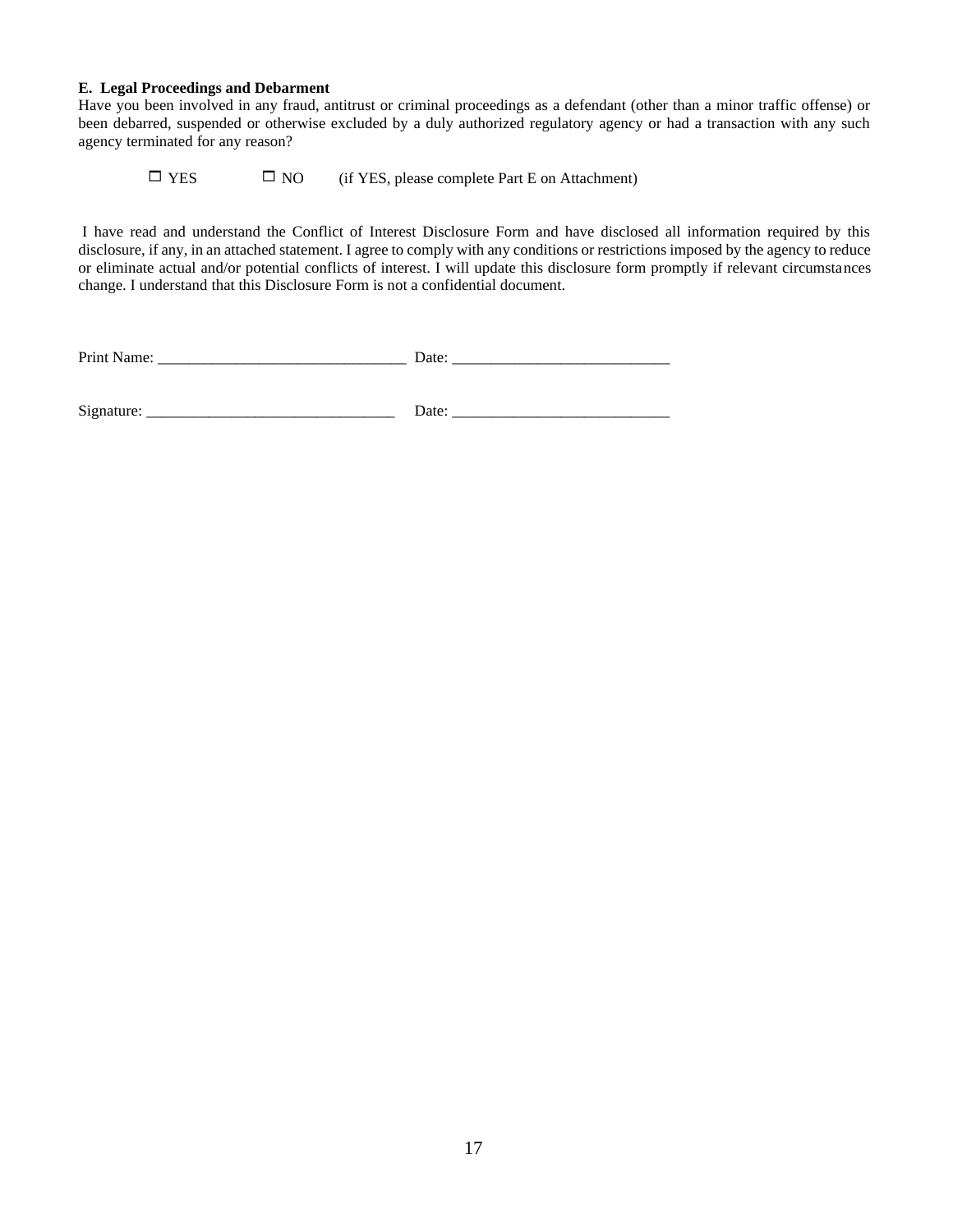**E. Legal Proceedings and Debarment**

Have you been involved in any fraud, antitrust or criminal proceedings as a defendant (other than a minor traffic offense) or been debarred, suspended or otherwise excluded by a duly authorized regulatory agency or had a transaction with any such agency terminated for any reason?

☐ YES ☐ NO (if YES, please complete Part E on Attachment)

I have read and understand the Conflict of Interest Disclosure Form and have disclosed all information required by this disclosure, if any, in an attached statement. I agree to comply with any conditions or restrictions imposed by the agency to reduce or eliminate actual and/or potential conflicts of interest. I will update this disclosure form promptly if relevant circumstances change. I understand that this Disclosure Form is not a confidential document.

Print Name: _______________________________ Date: ___________________________

Signature: _______________________________ Date: ___________________________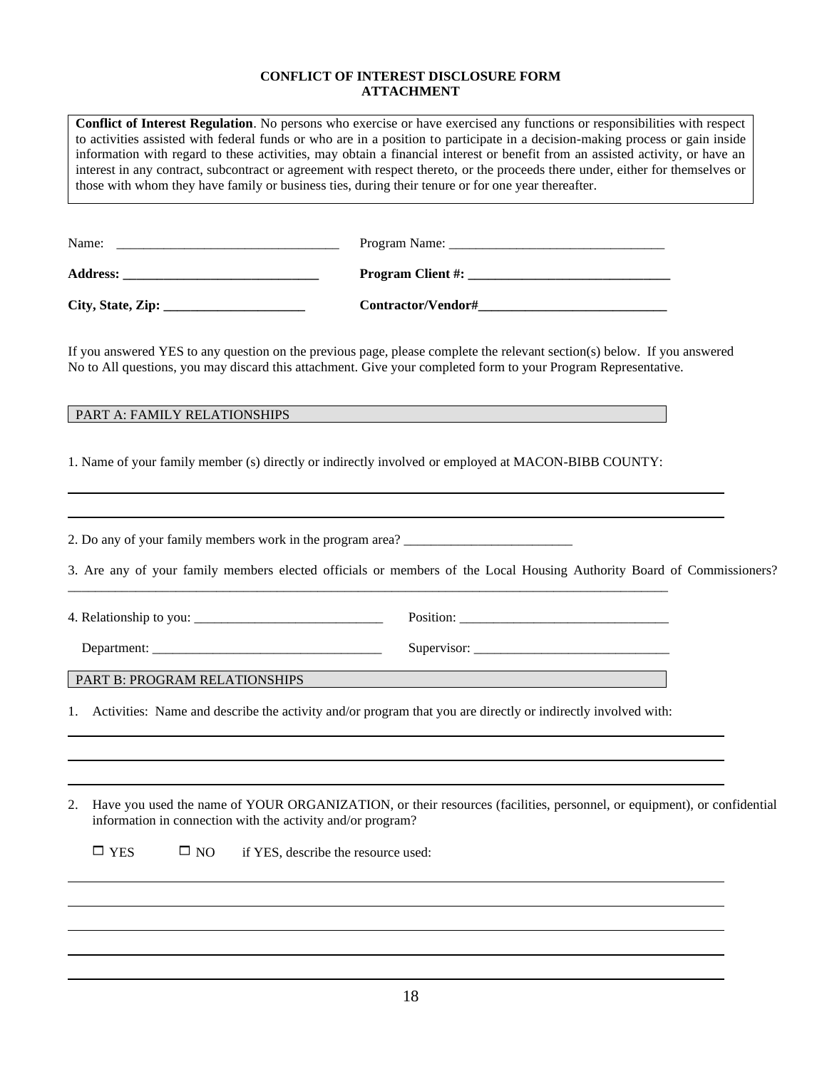**CONFLICT OF INTEREST DISCLOSURE FORM**
**ATTACHMENT**

**Conflict of Interest Regulation**. No persons who exercise or have exercised any functions or responsibilities with respect to activities assisted with federal funds or who are in a position to participate in a decision-making process or gain inside information with regard to these activities, may obtain a financial interest or benefit from an assisted activity, or have an interest in any contract, subcontract or agreement with respect thereto, or the proceeds there under, either for themselves or those with whom they have family or business ties, during their tenure or for one year thereafter.

Name: ________________________________ Program Name: ________________________________

**Address: ____________________________** **Program Client #: ______________________________**

**City, State, Zip: ____________________** **Contractor/Vendor#____________________________**

If you answered YES to any question on the previous page, please complete the relevant section(s) below. If you answered No to All questions, you may discard this attachment. Give your completed form to your Program Representative.

PART A: FAMILY RELATIONSHIPS

1. Name of your family member (s) directly or indirectly involved or employed at MACON-BIBB COUNTY:

______________________________________________________________________________

______________________________________________________________________________

2. Do any of your family members work in the program area? _________________________

3. Are any of your family members elected officials or members of the Local Housing Authority Board of Commissioners? ______________________________________________________________________________

4. Relationship to you: ____________________________ Position: _______________________________

Department: __________________________________ Supervisor: _____________________________

PART B: PROGRAM RELATIONSHIPS

1. Activities: Name and describe the activity and/or program that you are directly or indirectly involved with:

______________________________________________________________________________

______________________________________________________________________________

______________________________________________________________________________

2. Have you used the name of YOUR ORGANIZATION, or their resources (facilities, personnel, or equipment), or confidential information in connection with the activity and/or program?

☐ YES ☐ NO if YES, describe the resource used:

______________________________________________________________________________

______________________________________________________________________________

______________________________________________________________________________

______________________________________________________________________________

______________________________________________________________________________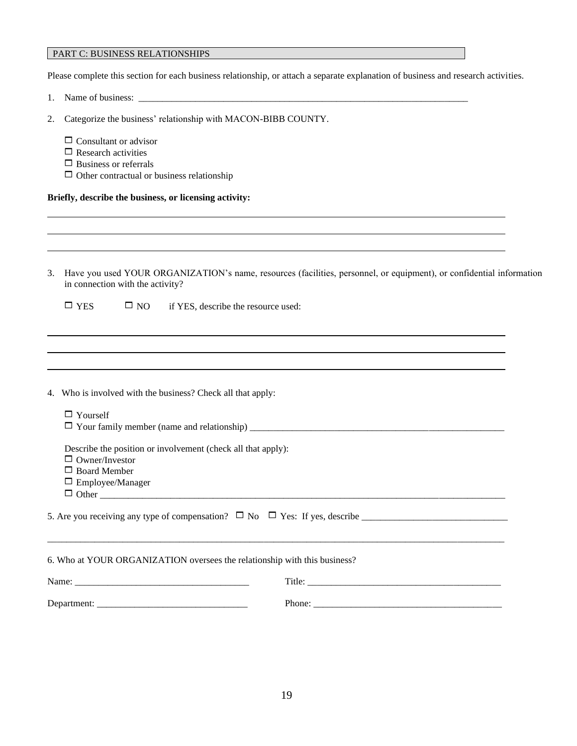## PART C: BUSINESS RELATIONSHIPS

Please complete this section for each business relationship, or attach a separate explanation of business and research activities.

1. Name of business: ___________________________________________________________________________

2. Categorize the business' relationship with MACON-BIBB COUNTY.

   ☐ Consultant or advisor
   ☐ Research activities
   ☐ Business or referrals
   ☐ Other contractual or business relationship

**Briefly, describe the business, or licensing activity:**

_____________________________________________________________________________________________

_____________________________________________________________________________________________

_____________________________________________________________________________________________

3. Have you used YOUR ORGANIZATION's name, resources (facilities, personnel, or equipment), or confidential information in connection with the activity?

   ☐ YES  ☐ NO  if YES, describe the resource used:

_____________________________________________________________________________________________

_____________________________________________________________________________________________

_____________________________________________________________________________________________

4. Who is involved with the business? Check all that apply:

   ☐ Yourself
   ☐ Your family member (name and relationship) ___________________________________________________

   Describe the position or involvement (check all that apply):
   ☐ Owner/Investor
   ☐ Board Member
   ☐ Employee/Manager
   ☐ Other _____________________________________________________________________________________

5. Are you receiving any type of compensation? ☐ No ☐ Yes: If yes, describe _______________________________

_____________________________________________________________________________________________

6. Who at YOUR ORGANIZATION oversees the relationship with this business?

Name: _____________________________________ Title: __________________________________________

Department: ________________________________ Phone: _________________________________________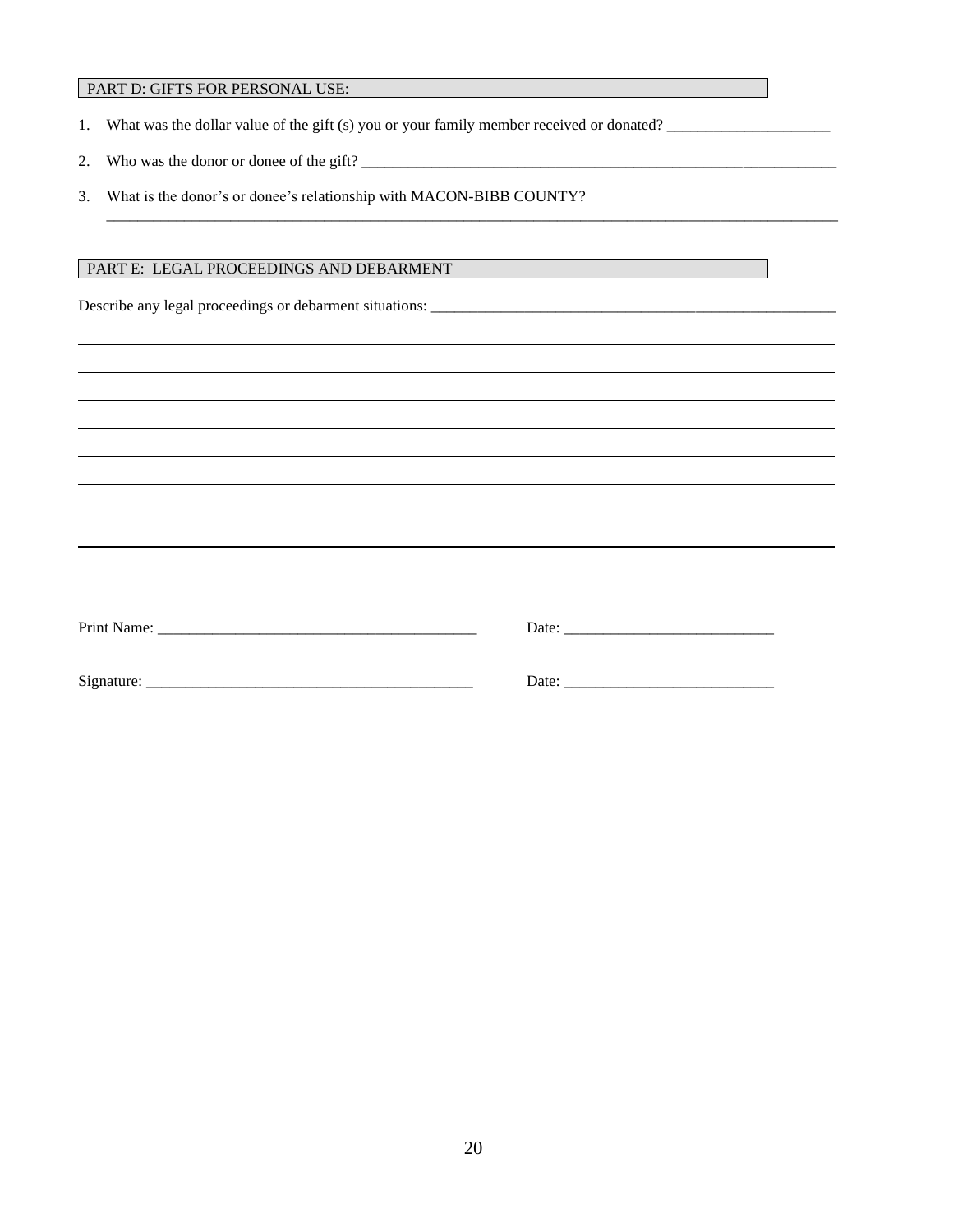## PART D: GIFTS FOR PERSONAL USE:

1. What was the dollar value of the gift (s) you or your family member received or donated? _____________________
2. Who was the donor or donee of the gift? _______________________________________________________________
3. What is the donor's or donee's relationship with MACON-BIBB COUNTY?
   ________________________________________________________________________________________

## PART E: LEGAL PROCEEDINGS AND DEBARMENT

Describe any legal proceedings or debarment situations: ______________________________________________________

________________________________________________________________________________________

________________________________________________________________________________________

________________________________________________________________________________________

________________________________________________________________________________________

________________________________________________________________________________________

________________________________________________________________________________________

________________________________________________________________________________________

________________________________________________________________________________________

Print Name: ________________________________________ Date: ___________________________

Signature: _________________________________________ Date: ___________________________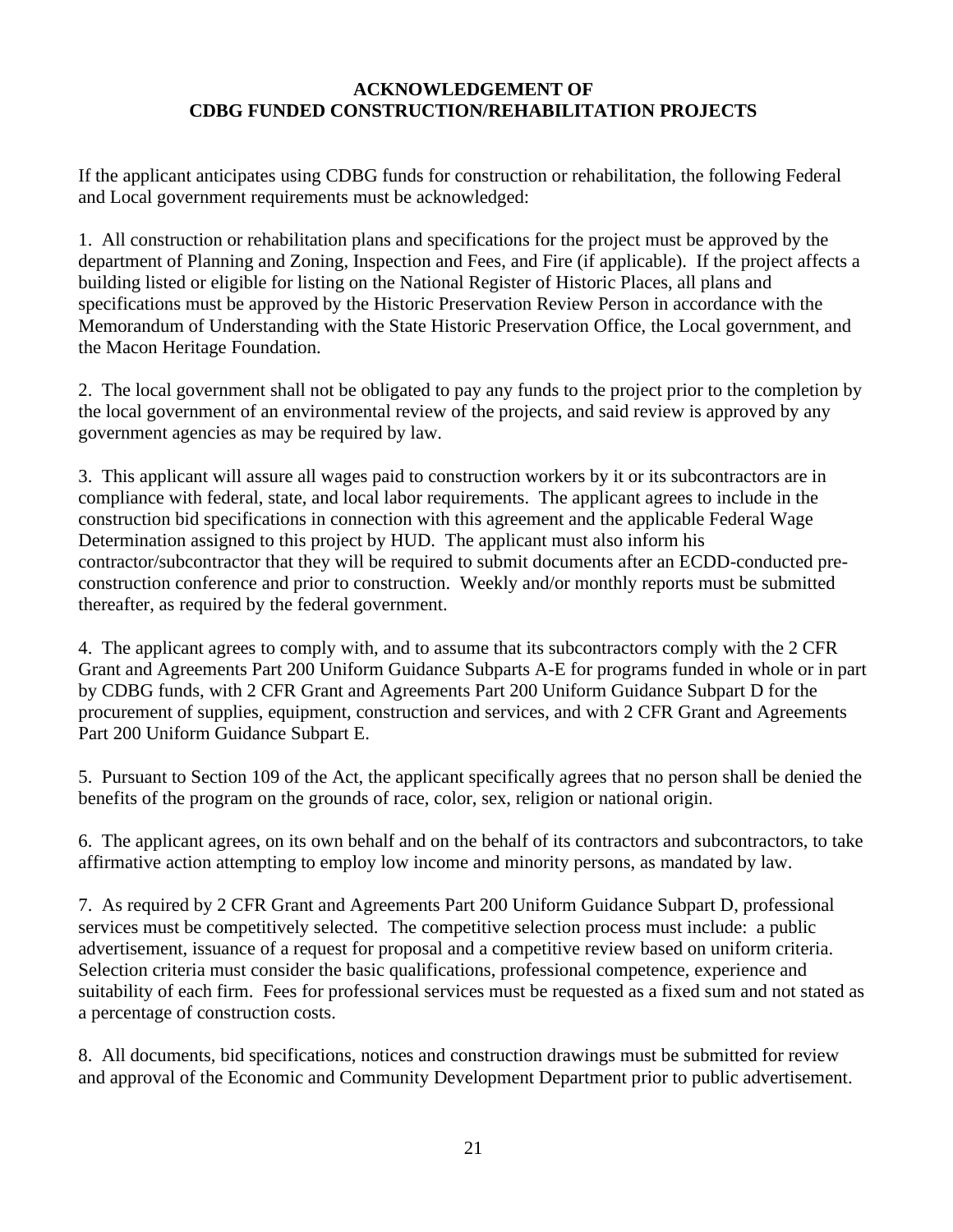## ACKNOWLEDGEMENT OF CDBG FUNDED CONSTRUCTION/REHABILITATION PROJECTS

If the applicant anticipates using CDBG funds for construction or rehabilitation, the following Federal and Local government requirements must be acknowledged:

1. All construction or rehabilitation plans and specifications for the project must be approved by the department of Planning and Zoning, Inspection and Fees, and Fire (if applicable). If the project affects a building listed or eligible for listing on the National Register of Historic Places, all plans and specifications must be approved by the Historic Preservation Review Person in accordance with the Memorandum of Understanding with the State Historic Preservation Office, the Local government, and the Macon Heritage Foundation.

2. The local government shall not be obligated to pay any funds to the project prior to the completion by the local government of an environmental review of the projects, and said review is approved by any government agencies as may be required by law.

3. This applicant will assure all wages paid to construction workers by it or its subcontractors are in compliance with federal, state, and local labor requirements. The applicant agrees to include in the construction bid specifications in connection with this agreement and the applicable Federal Wage Determination assigned to this project by HUD. The applicant must also inform his contractor/subcontractor that they will be required to submit documents after an ECDD-conducted pre-construction conference and prior to construction. Weekly and/or monthly reports must be submitted thereafter, as required by the federal government.

4. The applicant agrees to comply with, and to assume that its subcontractors comply with the 2 CFR Grant and Agreements Part 200 Uniform Guidance Subparts A-E for programs funded in whole or in part by CDBG funds, with 2 CFR Grant and Agreements Part 200 Uniform Guidance Subpart D for the procurement of supplies, equipment, construction and services, and with 2 CFR Grant and Agreements Part 200 Uniform Guidance Subpart E.

5. Pursuant to Section 109 of the Act, the applicant specifically agrees that no person shall be denied the benefits of the program on the grounds of race, color, sex, religion or national origin.

6. The applicant agrees, on its own behalf and on the behalf of its contractors and subcontractors, to take affirmative action attempting to employ low income and minority persons, as mandated by law.

7. As required by 2 CFR Grant and Agreements Part 200 Uniform Guidance Subpart D, professional services must be competitively selected. The competitive selection process must include: a public advertisement, issuance of a request for proposal and a competitive review based on uniform criteria. Selection criteria must consider the basic qualifications, professional competence, experience and suitability of each firm. Fees for professional services must be requested as a fixed sum and not stated as a percentage of construction costs.

8. All documents, bid specifications, notices and construction drawings must be submitted for review and approval of the Economic and Community Development Department prior to public advertisement.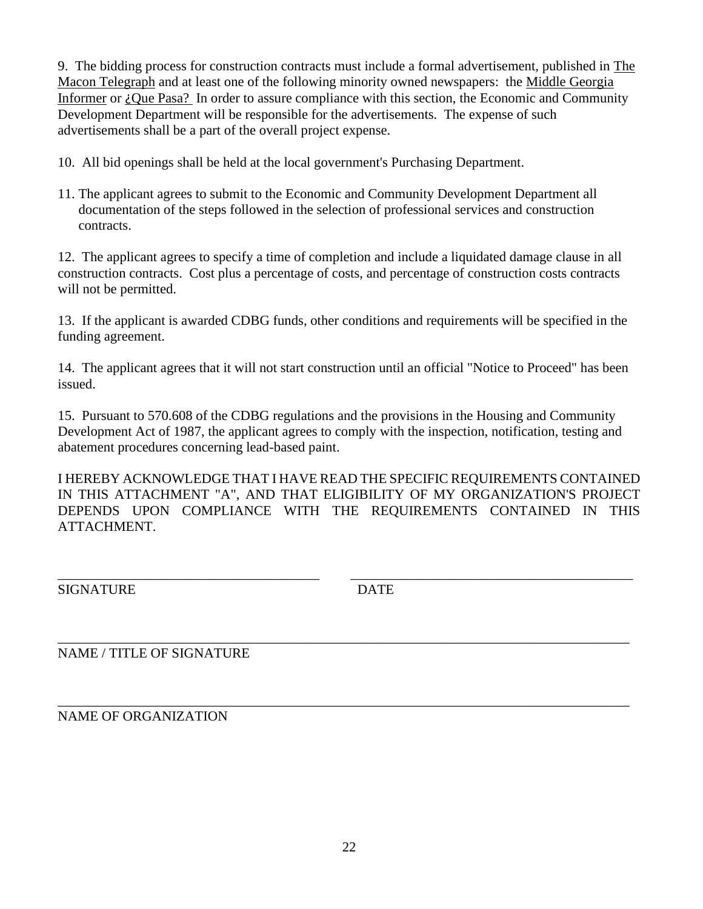9. The bidding process for construction contracts must include a formal advertisement, published in The Macon Telegraph and at least one of the following minority owned newspapers: the Middle Georgia Informer or ¿Que Pasa? In order to assure compliance with this section, the Economic and Community Development Department will be responsible for the advertisements. The expense of such advertisements shall be a part of the overall project expense.

10. All bid openings shall be held at the local government's Purchasing Department.

11. The applicant agrees to submit to the Economic and Community Development Department all documentation of the steps followed in the selection of professional services and construction contracts.

12. The applicant agrees to specify a time of completion and include a liquidated damage clause in all construction contracts. Cost plus a percentage of costs, and percentage of construction costs contracts will not be permitted.

13. If the applicant is awarded CDBG funds, other conditions and requirements will be specified in the funding agreement.

14. The applicant agrees that it will not start construction until an official "Notice to Proceed" has been issued.

15. Pursuant to 570.608 of the CDBG regulations and the provisions in the Housing and Community Development Act of 1987, the applicant agrees to comply with the inspection, notification, testing and abatement procedures concerning lead-based paint.

I HEREBY ACKNOWLEDGE THAT I HAVE READ THE SPECIFIC REQUIREMENTS CONTAINED IN THIS ATTACHMENT "A", AND THAT ELIGIBILITY OF MY ORGANIZATION'S PROJECT DEPENDS UPON COMPLIANCE WITH THE REQUIREMENTS CONTAINED IN THIS ATTACHMENT.

______________________________________ ________________________________________

SIGNATURE DATE

__________________________________________________________________________________

NAME / TITLE OF SIGNATURE

__________________________________________________________________________________

NAME OF ORGANIZATION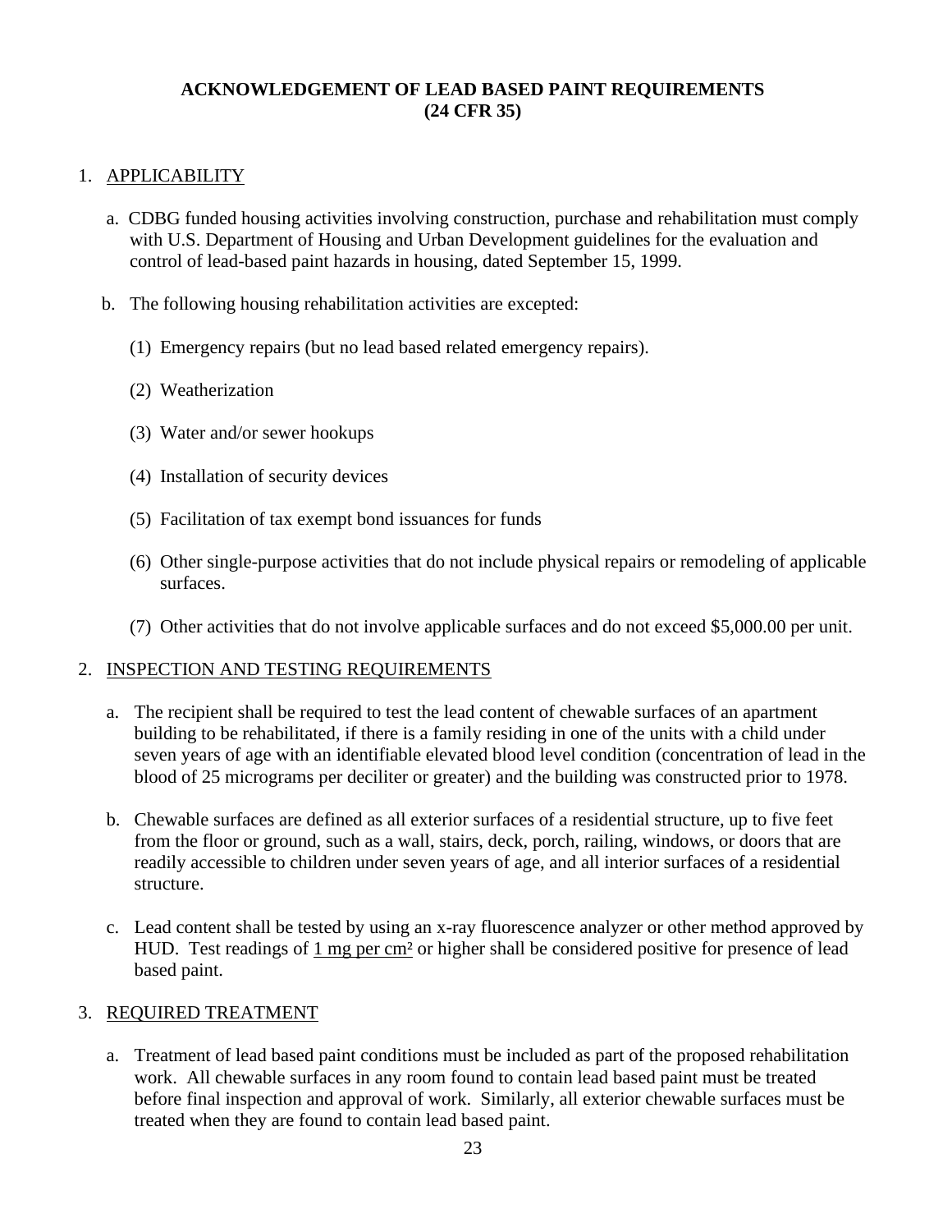# ACKNOWLEDGEMENT OF LEAD BASED PAINT REQUIREMENTS (24 CFR 35)

1. APPLICABILITY

   a. CDBG funded housing activities involving construction, purchase and rehabilitation must comply with U.S. Department of Housing and Urban Development guidelines for the evaluation and control of lead-based paint hazards in housing, dated September 15, 1999.

   b. The following housing rehabilitation activities are excepted:

      (1) Emergency repairs (but no lead based related emergency repairs).

      (2) Weatherization

      (3) Water and/or sewer hookups

      (4) Installation of security devices

      (5) Facilitation of tax exempt bond issuances for funds

      (6) Other single-purpose activities that do not include physical repairs or remodeling of applicable surfaces.

      (7) Other activities that do not involve applicable surfaces and do not exceed $5,000.00 per unit.

2. INSPECTION AND TESTING REQUIREMENTS

   a. The recipient shall be required to test the lead content of chewable surfaces of an apartment building to be rehabilitated, if there is a family residing in one of the units with a child under seven years of age with an identifiable elevated blood level condition (concentration of lead in the blood of 25 micrograms per deciliter or greater) and the building was constructed prior to 1978.

   b. Chewable surfaces are defined as all exterior surfaces of a residential structure, up to five feet from the floor or ground, such as a wall, stairs, deck, porch, railing, windows, or doors that are readily accessible to children under seven years of age, and all interior surfaces of a residential structure.

   c. Lead content shall be tested by using an x-ray fluorescence analyzer or other method approved by HUD. Test readings of 1 mg per $cm^2$ or higher shall be considered positive for presence of lead based paint.

3. REQUIRED TREATMENT

   a. Treatment of lead based paint conditions must be included as part of the proposed rehabilitation work. All chewable surfaces in any room found to contain lead based paint must be treated before final inspection and approval of work. Similarly, all exterior chewable surfaces must be treated when they are found to contain lead based paint.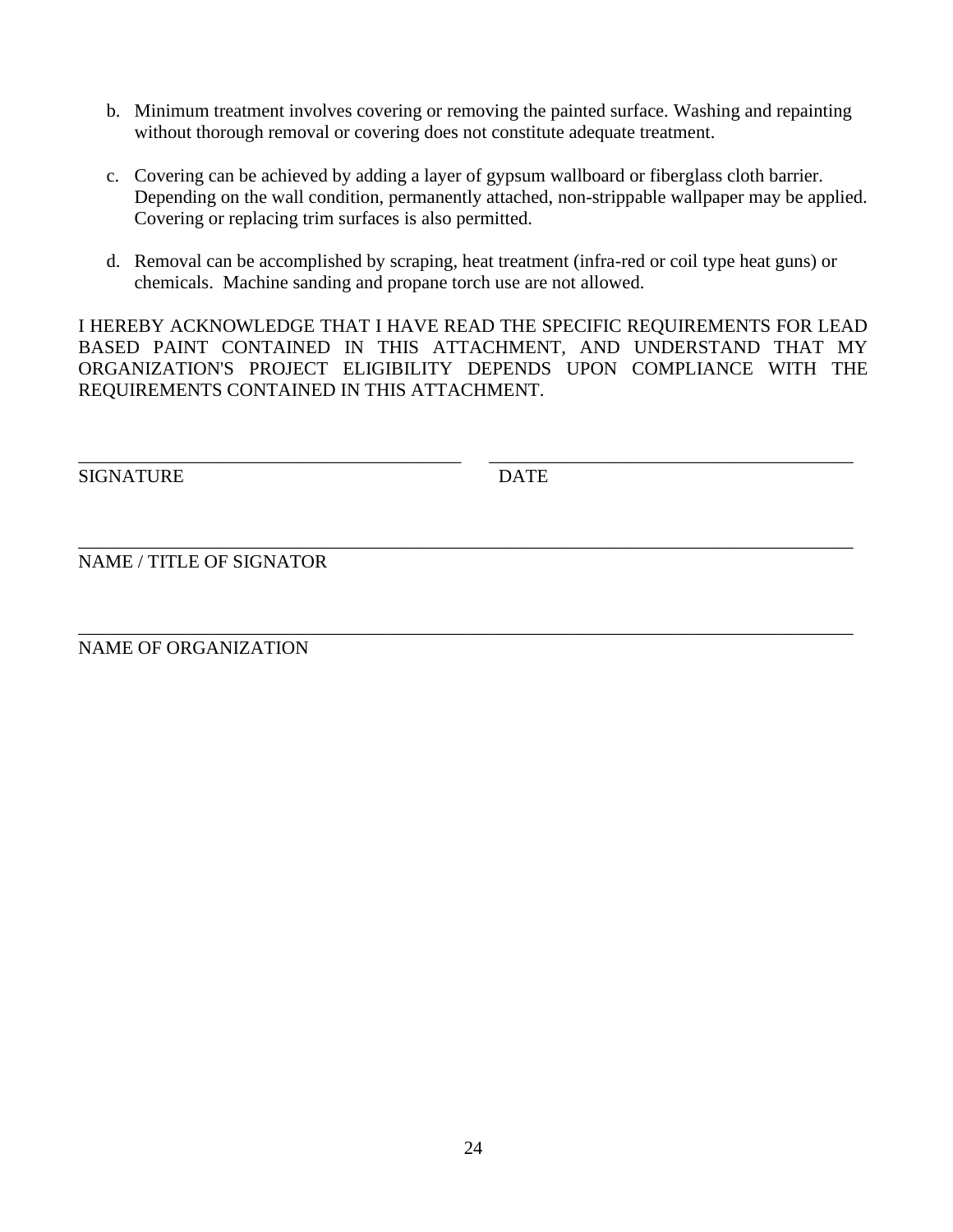b. Minimum treatment involves covering or removing the painted surface. Washing and repainting without thorough removal or covering does not constitute adequate treatment.

c. Covering can be achieved by adding a layer of gypsum wallboard or fiberglass cloth barrier. Depending on the wall condition, permanently attached, non-strippable wallpaper may be applied. Covering or replacing trim surfaces is also permitted.

d. Removal can be accomplished by scraping, heat treatment (infra-red or coil type heat guns) or chemicals. Machine sanding and propane torch use are not allowed.

I HEREBY ACKNOWLEDGE THAT I HAVE READ THE SPECIFIC REQUIREMENTS FOR LEAD BASED PAINT CONTAINED IN THIS ATTACHMENT, AND UNDERSTAND THAT MY ORGANIZATION'S PROJECT ELIGIBILITY DEPENDS UPON COMPLIANCE WITH THE REQUIREMENTS CONTAINED IN THIS ATTACHMENT.

_________________________________________ _________________________________________

SIGNATURE DATE

_________________________________________________________________________________

NAME / TITLE OF SIGNATOR

_________________________________________________________________________________

NAME OF ORGANIZATION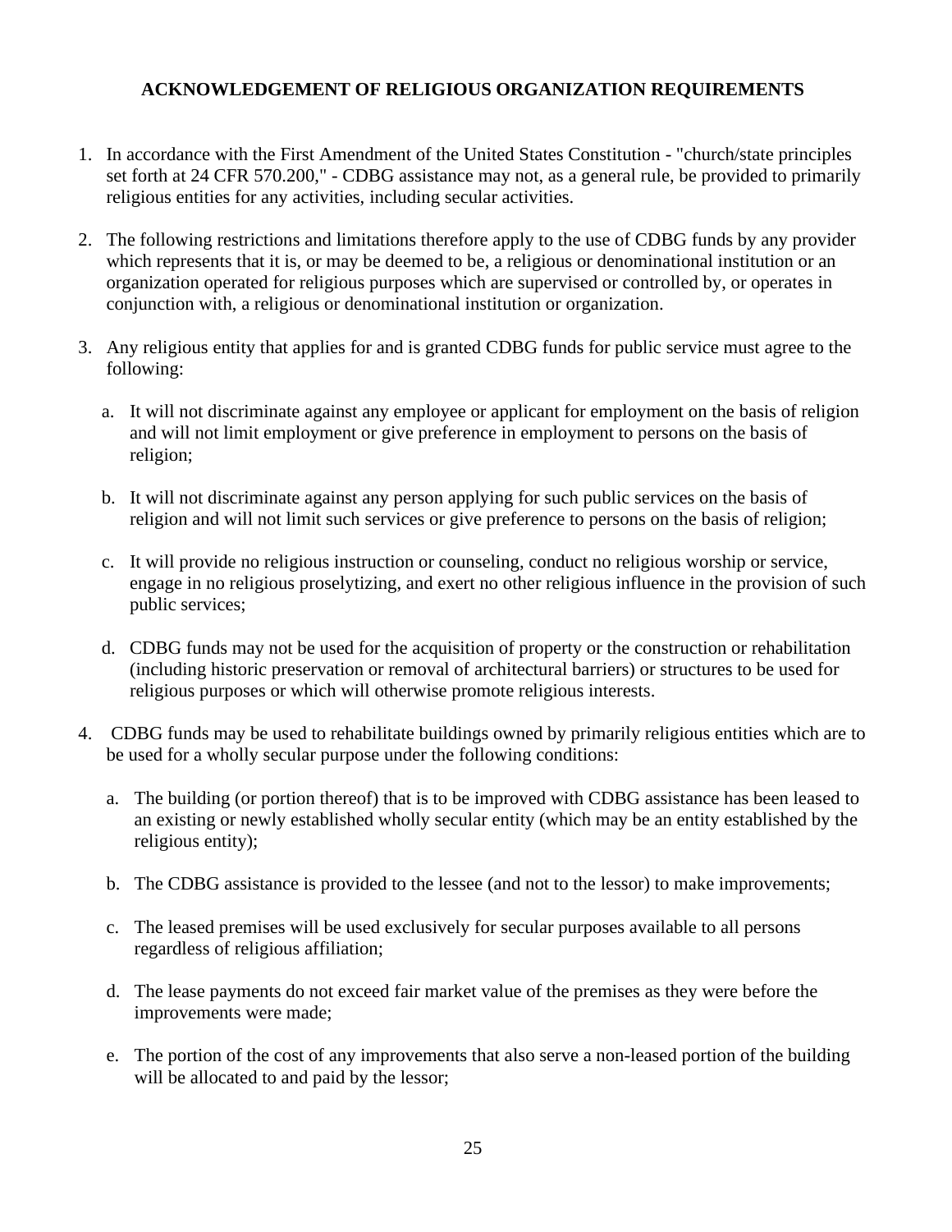**ACKNOWLEDGEMENT OF RELIGIOUS ORGANIZATION REQUIREMENTS**

1. In accordance with the First Amendment of the United States Constitution - "church/state principles set forth at 24 CFR 570.200," - CDBG assistance may not, as a general rule, be provided to primarily religious entities for any activities, including secular activities.

2. The following restrictions and limitations therefore apply to the use of CDBG funds by any provider which represents that it is, or may be deemed to be, a religious or denominational institution or an organization operated for religious purposes which are supervised or controlled by, or operates in conjunction with, a religious or denominational institution or organization.

3. Any religious entity that applies for and is granted CDBG funds for public service must agree to the following:

   a. It will not discriminate against any employee or applicant for employment on the basis of religion and will not limit employment or give preference in employment to persons on the basis of religion;

   b. It will not discriminate against any person applying for such public services on the basis of religion and will not limit such services or give preference to persons on the basis of religion;

   c. It will provide no religious instruction or counseling, conduct no religious worship or service, engage in no religious proselytizing, and exert no other religious influence in the provision of such public services;

   d. CDBG funds may not be used for the acquisition of property or the construction or rehabilitation (including historic preservation or removal of architectural barriers) or structures to be used for religious purposes or which will otherwise promote religious interests.

4. CDBG funds may be used to rehabilitate buildings owned by primarily religious entities which are to be used for a wholly secular purpose under the following conditions:

   a. The building (or portion thereof) that is to be improved with CDBG assistance has been leased to an existing or newly established wholly secular entity (which may be an entity established by the religious entity);

   b. The CDBG assistance is provided to the lessee (and not to the lessor) to make improvements;

   c. The leased premises will be used exclusively for secular purposes available to all persons regardless of religious affiliation;

   d. The lease payments do not exceed fair market value of the premises as they were before the improvements were made;

   e. The portion of the cost of any improvements that also serve a non-leased portion of the building will be allocated to and paid by the lessor;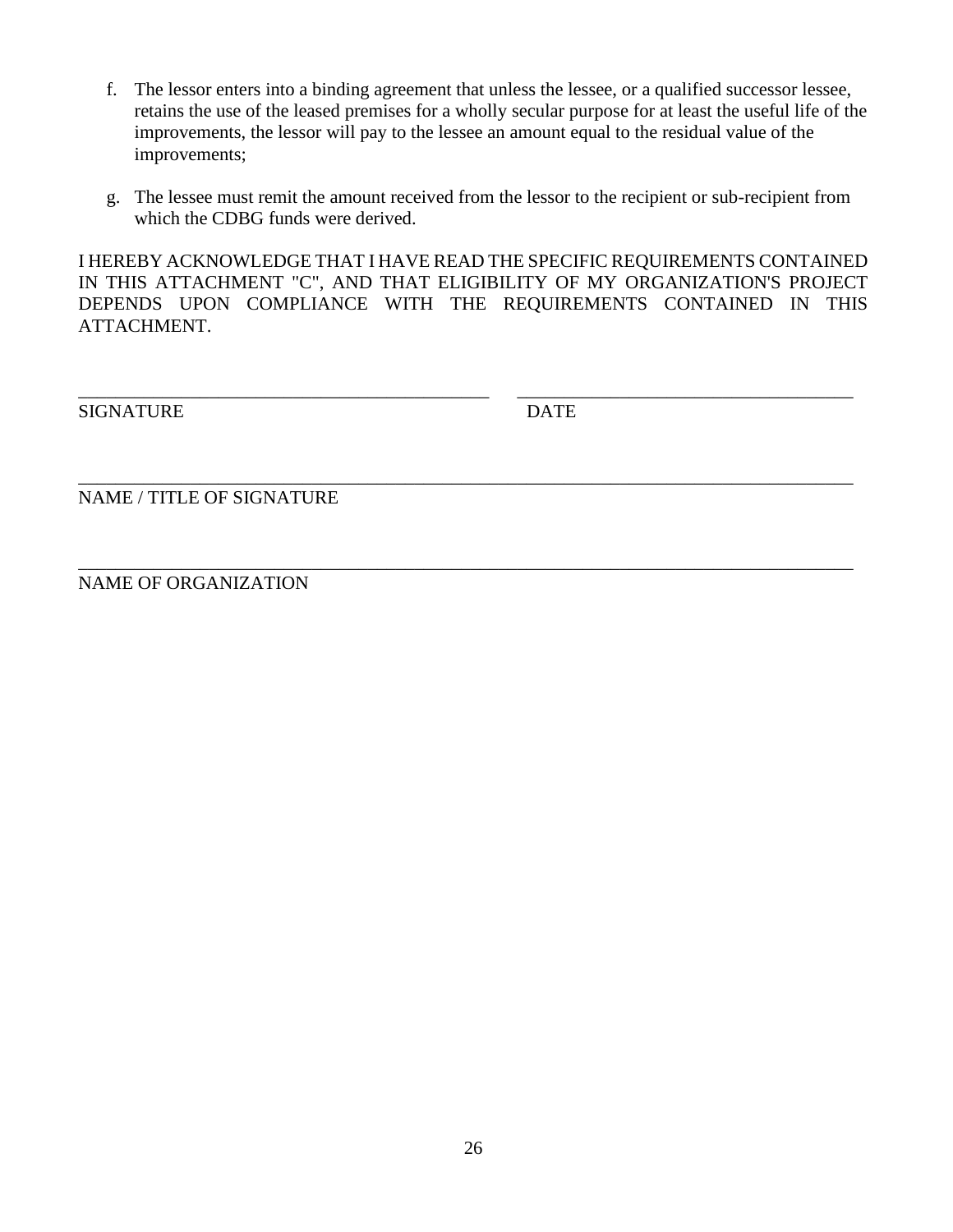f. The lessor enters into a binding agreement that unless the lessee, or a qualified successor lessee, retains the use of the leased premises for a wholly secular purpose for at least the useful life of the improvements, the lessor will pay to the lessee an amount equal to the residual value of the improvements;

g. The lessee must remit the amount received from the lessor to the recipient or sub-recipient from which the CDBG funds were derived.

I HEREBY ACKNOWLEDGE THAT I HAVE READ THE SPECIFIC REQUIREMENTS CONTAINED IN THIS ATTACHMENT "C", AND THAT ELIGIBILITY OF MY ORGANIZATION'S PROJECT DEPENDS UPON COMPLIANCE WITH THE REQUIREMENTS CONTAINED IN THIS ATTACHMENT.

_____________________________________________ &nbsp;&nbsp;&nbsp;&nbsp; ____________________________________

SIGNATURE &nbsp;&nbsp;&nbsp;&nbsp;&nbsp;&nbsp;&nbsp;&nbsp;&nbsp;&nbsp;&nbsp;&nbsp;&nbsp;&nbsp;&nbsp;&nbsp;&nbsp;&nbsp;&nbsp;&nbsp;&nbsp;&nbsp;&nbsp;&nbsp;&nbsp;&nbsp;&nbsp;&nbsp;&nbsp;&nbsp;&nbsp;&nbsp;&nbsp;&nbsp;&nbsp;&nbsp;&nbsp;&nbsp;&nbsp;&nbsp; DATE

_____________________________________________________________________________________

NAME / TITLE OF SIGNATURE

_____________________________________________________________________________________

NAME OF ORGANIZATION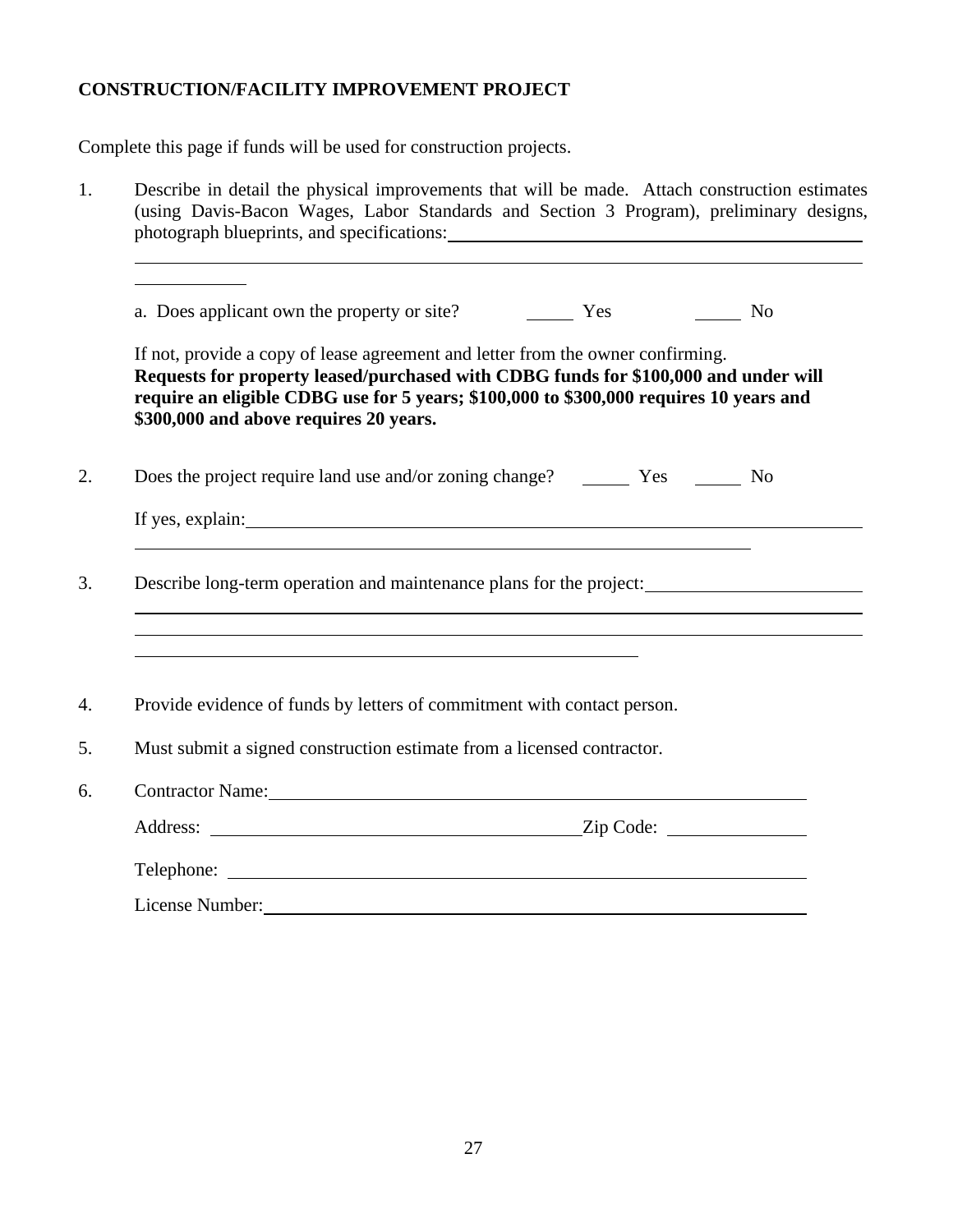**CONSTRUCTION/FACILITY IMPROVEMENT PROJECT**

Complete this page if funds will be used for construction projects.

1. Describe in detail the physical improvements that will be made. Attach construction estimates (using Davis-Bacon Wages, Labor Standards and Section 3 Program), preliminary designs, photograph blueprints, and specifications: \_\_\_\_\_\_\_\_\_\_\_\_\_\_\_\_\_\_\_\_\_\_\_\_\_\_\_\_\_\_\_\_\_\_\_\_\_\_\_\_\_\_\_\_\_\_\_\_\_\_\_\_\_\_\_\_\_\_\_\_\_\_\_\_\_\_\_\_\_\_\_\_\_\_\_\_\_\_\_\_\_\_\_\_\_\_\_\_\_\_\_\_\_\_\_\_\_\_\_\_\_\_\_\_\_\_\_\_\_\_\_\_\_\_\_\_\_\_\_\_\_\_\_\_\_\_\_\_\_\_\_\_\_\_\_\_\_\_\_\_\_\_\_\_\_\_\_\_\_\_\_\_

   a. Does applicant own the property or site? \_\_\_\_\_ Yes \_\_\_\_\_ No

   If not, provide a copy of lease agreement and letter from the owner confirming.
   **Requests for property leased/purchased with CDBG funds for $100,000 and under will require an eligible CDBG use for 5 years; $100,000 to $300,000 requires 10 years and $300,000 and above requires 20 years.**

2. Does the project require land use and/or zoning change? \_\_\_\_\_ Yes \_\_\_\_\_ No

   If yes, explain: \_\_\_\_\_\_\_\_\_\_\_\_\_\_\_\_\_\_\_\_\_\_\_\_\_\_\_\_\_\_\_\_\_\_\_\_\_\_\_\_\_\_\_\_\_\_\_\_\_\_\_\_\_\_\_\_\_\_\_\_\_\_\_\_\_\_\_\_\_\_\_\_\_\_\_\_\_\_\_\_\_\_\_\_\_\_\_\_\_\_\_\_\_\_\_\_

3. Describe long-term operation and maintenance plans for the project: \_\_\_\_\_\_\_\_\_\_\_\_\_\_\_\_\_\_\_\_\_\_\_\_\_\_\_\_\_\_\_\_\_\_\_\_\_\_\_\_\_\_\_\_\_\_\_\_\_\_\_\_\_\_\_\_\_\_\_\_\_\_\_\_\_\_\_\_\_\_\_\_\_\_\_\_\_\_\_\_\_\_\_\_\_\_\_\_\_\_\_\_\_\_\_\_\_\_\_\_\_\_\_\_\_\_\_\_\_\_\_\_\_\_\_\_\_\_\_\_\_\_\_\_\_\_\_\_\_\_\_\_\_\_\_\_\_\_\_\_\_\_\_\_\_\_\_\_\_\_

4. Provide evidence of funds by letters of commitment with contact person.

5. Must submit a signed construction estimate from a licensed contractor.

6. Contractor Name: \_\_\_\_\_\_\_\_\_\_\_\_\_\_\_\_\_\_\_\_\_\_\_\_\_\_\_\_\_\_\_\_\_\_\_\_\_\_\_\_\_\_

   Address: \_\_\_\_\_\_\_\_\_\_\_\_\_\_\_\_\_\_\_\_\_\_\_\_\_\_\_\_ Zip Code: \_\_\_\_\_\_\_\_\_\_

   Telephone: \_\_\_\_\_\_\_\_\_\_\_\_\_\_\_\_\_\_\_\_\_\_\_\_\_\_\_\_\_\_\_\_\_\_\_\_\_\_\_\_\_\_\_\_

   License Number: \_\_\_\_\_\_\_\_\_\_\_\_\_\_\_\_\_\_\_\_\_\_\_\_\_\_\_\_\_\_\_\_\_\_\_\_\_\_\_\_\_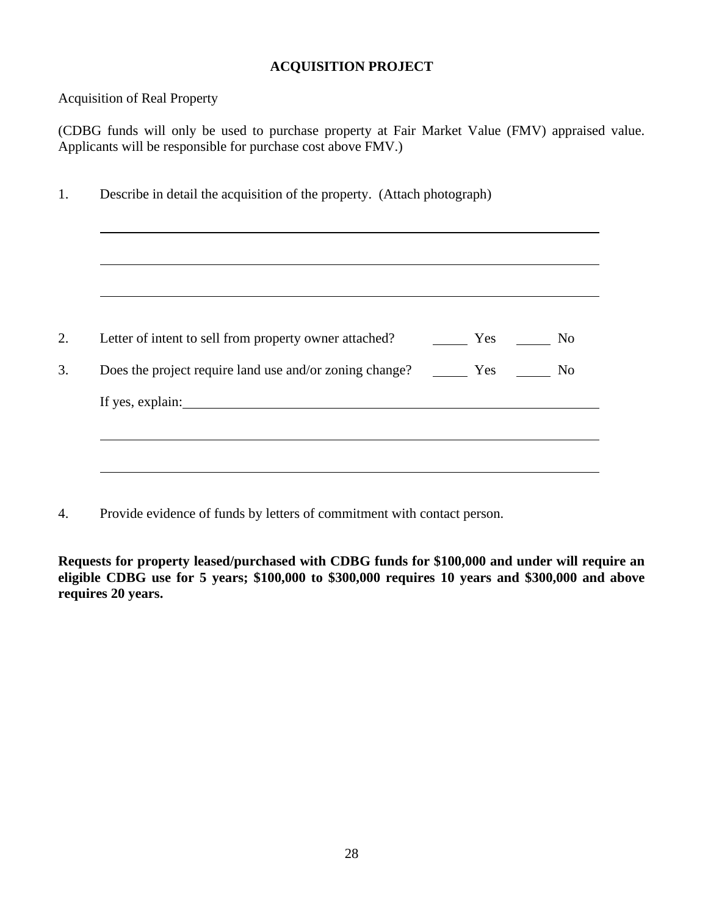# ACQUISITION PROJECT

Acquisition of Real Property

(CDBG funds will only be used to purchase property at Fair Market Value (FMV) appraised value. Applicants will be responsible for purchase cost above FMV.)

1. Describe in detail the acquisition of the property. (Attach photograph)

______________________________________________________________________

______________________________________________________________________

______________________________________________________________________

2. Letter of intent to sell from property owner attached? _____ Yes _____ No

3. Does the project require land use and/or zoning change? _____ Yes _____ No

   If yes, explain:_______________________________________________________

   ______________________________________________________________________

   ______________________________________________________________________

4. Provide evidence of funds by letters of commitment with contact person.

**Requests for property leased/purchased with CDBG funds for $100,000 and under will require an eligible CDBG use for 5 years; $100,000 to $300,000 requires 10 years and $300,000 and above requires 20 years.**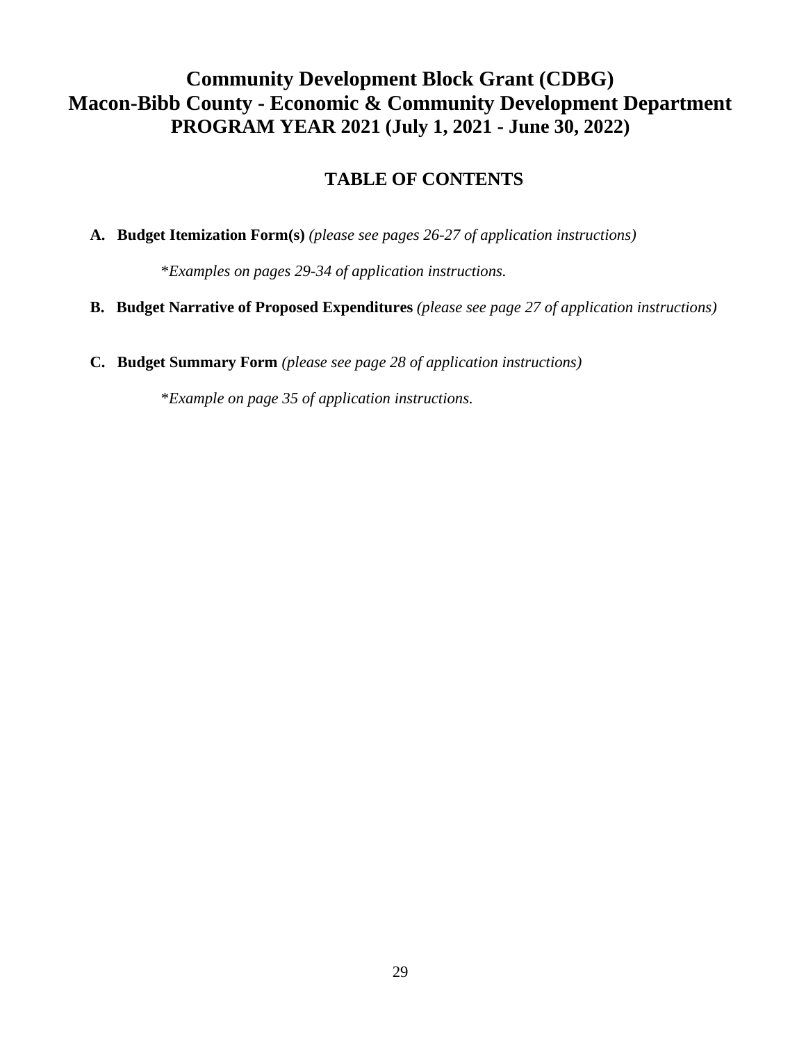# Community Development Block Grant (CDBG)
# Macon-Bibb County - Economic & Community Development Department
# PROGRAM YEAR 2021 (July 1, 2021 - June 30, 2022)

## TABLE OF CONTENTS

**A. Budget Itemization Form(s)** *(please see pages 26-27 of application instructions)*

\**Examples on pages 29-34 of application instructions.*

**B. Budget Narrative of Proposed Expenditures** *(please see page 27 of application instructions)*

**C. Budget Summary Form** *(please see page 28 of application instructions)*

\**Example on page 35 of application instructions.*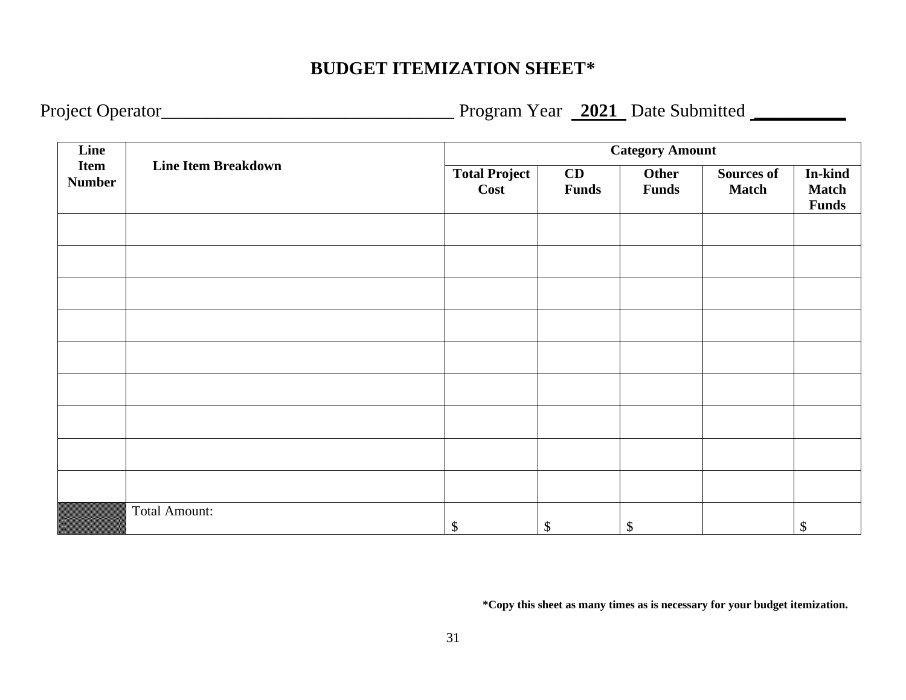# BUDGET ITEMIZATION SHEET*

Project Operator________________________________ Program Year **_2021_** Date Submitted __________

| Line Item Number | Line Item Breakdown | Category Amount | | | | |
|---|---|---|---|---|---|---|
| | | **Total Project Cost** | **CD Funds** | **Other Funds** | **Sources of Match** | **In-kind Match Funds** |
| | | | | | | |
| | | | | | | |
| | | | | | | |
| | | | | | | |
| | | | | | | |
| | | | | | | |
| | | | | | | |
| | | | | | | |
| | | | | | | |
| | Total Amount: | $ | $ | $ | | $ |

**\*Copy this sheet as many times as is necessary for your budget itemization.**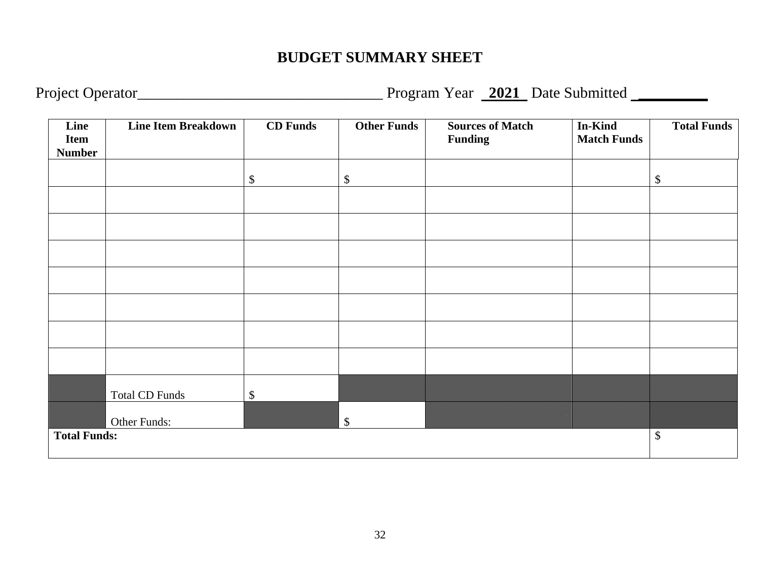# BUDGET SUMMARY SHEET

Project Operator________________________________ Program Year **_2021_** Date Submitted **__________**

| Line Item Number | Line Item Breakdown | CD Funds | Other Funds | Sources of Match Funding | In-Kind Match Funds | Total Funds |
|---|---|---|---|---|---|---|
| | | $ | $ | | | $ |
| | | | | | | |
| | | | | | | |
| | | | | | | |
| | | | | | | |
| | | | | | | |
| | | | | | | |
| | | | | | | |
| | Total CD Funds | $ | | | | |
| | Other Funds: | | $ | | | |
| **Total Funds:** | | | | | | $ |